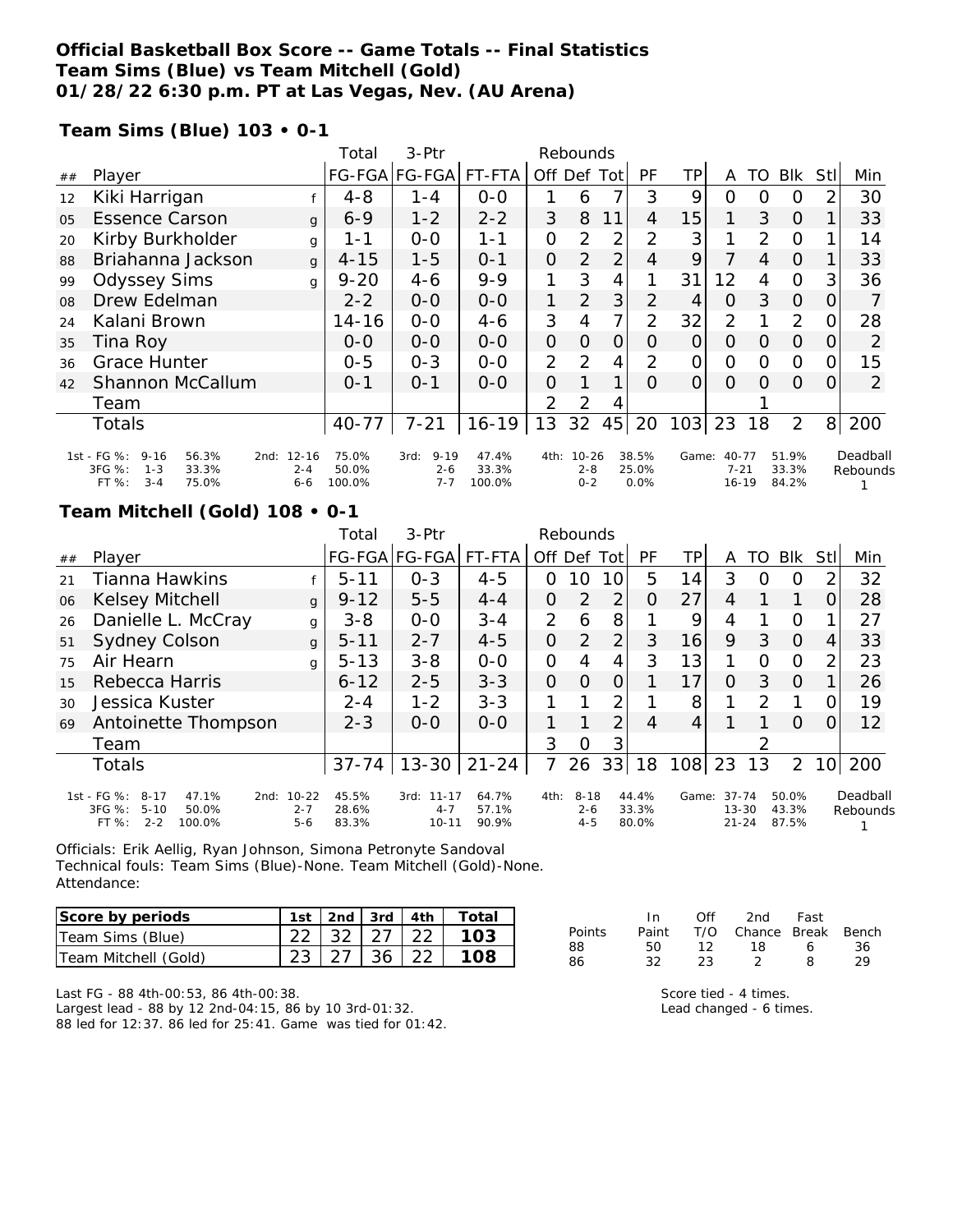**Official Basketball Box Score -- Game Totals -- Final Statistics**
**Team Sims (Blue) vs Team Mitchell (Gold)**
**01/28/22 6:30 p.m. PT at Las Vegas, Nev. (AU Arena)**

**Team Sims (Blue) 103 • 0-1**

| ## | Player | | Total FG-FGA | 3-Ptr FG-FGA | FT-FTA | Rebounds Off | Def | Tot | PF | TP | A | TO | Blk | Stl | Min |
|---|---|---|---|---|---|---|---|---|---|---|---|---|---|---|---|
| 12 | Kiki Harrigan | f | 4-8 | 1-4 | 0-0 | 1 | 6 | 7 | 3 | 9 | 0 | 0 | 0 | 2 | 30 |
| 05 | Essence Carson | g | 6-9 | 1-2 | 2-2 | 3 | 8 | 11 | 4 | 15 | 1 | 3 | 0 | 1 | 33 |
| 20 | Kirby Burkholder | g | 1-1 | 0-0 | 1-1 | 0 | 2 | 2 | 2 | 3 | 1 | 2 | 0 | 1 | 14 |
| 88 | Briahanna Jackson | g | 4-15 | 1-5 | 0-1 | 0 | 2 | 2 | 4 | 9 | 7 | 4 | 0 | 1 | 33 |
| 99 | Odyssey Sims | g | 9-20 | 4-6 | 9-9 | 1 | 3 | 4 | 1 | 31 | 12 | 4 | 0 | 3 | 36 |
| 08 | Drew Edelman | | 2-2 | 0-0 | 0-0 | 1 | 2 | 3 | 2 | 4 | 0 | 3 | 0 | 0 | 7 |
| 24 | Kalani Brown | | 14-16 | 0-0 | 4-6 | 3 | 4 | 7 | 2 | 32 | 2 | 1 | 2 | 0 | 28 |
| 35 | Tina Roy | | 0-0 | 0-0 | 0-0 | 0 | 0 | 0 | 0 | 0 | 0 | 0 | 0 | 0 | 2 |
| 36 | Grace Hunter | | 0-5 | 0-3 | 0-0 | 2 | 2 | 4 | 2 | 0 | 0 | 0 | 0 | 0 | 15 |
| 42 | Shannon McCallum | | 0-1 | 0-1 | 0-0 | 0 | 1 | 1 | 0 | 0 | 0 | 0 | 0 | 0 | 2 |
| | Team | | | | | 2 | 2 | 4 | | | | 1 | | | |
| | Totals | | 40-77 | 7-21 | 16-19 | 13 | 32 | 45 | 20 | 103 | 23 | 18 | 2 | 8 | 200 |

| | 1st | | 2nd | | 3rd | | 4th | | Game | | Deadball Rebounds |
|---|---|---|---|---|---|---|---|---|---|---|---|
| FG % | 9-16 | 56.3% | 12-16 | 75.0% | 9-19 | 47.4% | 10-26 | 38.5% | 40-77 | 51.9% | 1 |
| 3FG % | 1-3 | 33.3% | 2-4 | 50.0% | 2-6 | 33.3% | 2-8 | 25.0% | 7-21 | 33.3% | |
| FT % | 3-4 | 75.0% | 6-6 | 100.0% | 7-7 | 100.0% | 0-2 | 0.0% | 16-19 | 84.2% | |

**Team Mitchell (Gold) 108 • 0-1**

| ## | Player | | Total FG-FGA | 3-Ptr FG-FGA | FT-FTA | Rebounds Off | Def | Tot | PF | TP | A | TO | Blk | Stl | Min |
|---|---|---|---|---|---|---|---|---|---|---|---|---|---|---|---|
| 21 | Tianna Hawkins | f | 5-11 | 0-3 | 4-5 | 0 | 10 | 10 | 5 | 14 | 3 | 0 | 0 | 2 | 32 |
| 06 | Kelsey Mitchell | g | 9-12 | 5-5 | 4-4 | 0 | 2 | 2 | 0 | 27 | 4 | 1 | 1 | 0 | 28 |
| 26 | Danielle L. McCray | g | 3-8 | 0-0 | 3-4 | 2 | 6 | 8 | 1 | 9 | 4 | 1 | 0 | 1 | 27 |
| 51 | Sydney Colson | g | 5-11 | 2-7 | 4-5 | 0 | 2 | 2 | 3 | 16 | 9 | 3 | 0 | 4 | 33 |
| 75 | Air Hearn | g | 5-13 | 3-8 | 0-0 | 0 | 4 | 4 | 3 | 13 | 1 | 0 | 0 | 2 | 23 |
| 15 | Rebecca Harris | | 6-12 | 2-5 | 3-3 | 0 | 0 | 0 | 1 | 17 | 0 | 3 | 0 | 1 | 26 |
| 30 | Jessica Kuster | | 2-4 | 1-2 | 3-3 | 1 | 1 | 2 | 1 | 8 | 1 | 2 | 1 | 0 | 19 |
| 69 | Antoinette Thompson | | 2-3 | 0-0 | 0-0 | 1 | 1 | 2 | 4 | 4 | 1 | 1 | 0 | 0 | 12 |
| | Team | | | | | 3 | 0 | 3 | | | | 2 | | | |
| | Totals | | 37-74 | 13-30 | 21-24 | 7 | 26 | 33 | 18 | 108 | 23 | 13 | 2 | 10 | 200 |

| | 1st | | 2nd | | 3rd | | 4th | | Game | | Deadball Rebounds |
|---|---|---|---|---|---|---|---|---|---|---|---|
| FG % | 8-17 | 47.1% | 10-22 | 45.5% | 11-17 | 64.7% | 8-18 | 44.4% | 37-74 | 50.0% | 1 |
| 3FG % | 5-10 | 50.0% | 2-7 | 28.6% | 4-7 | 57.1% | 2-6 | 33.3% | 13-30 | 43.3% | |
| FT % | 2-2 | 100.0% | 5-6 | 83.3% | 10-11 | 90.9% | 4-5 | 80.0% | 21-24 | 87.5% | |

Officials: Erik Aellig, Ryan Johnson, Simona Petronyte Sandoval
Technical fouls: Team Sims (Blue)-None. Team Mitchell (Gold)-None.
Attendance:

| Score by periods | 1st | 2nd | 3rd | 4th | Total |
|---|---|---|---|---|---|
| Team Sims (Blue) | 22 | 32 | 27 | 22 | 103 |
| Team Mitchell (Gold) | 23 | 27 | 36 | 22 | 108 |

| Points | In Paint | Off T/O | 2nd Chance | Fast Break | Bench |
|---|---|---|---|---|---|
| 88 | 50 | 12 | 18 | 6 | 36 |
| 86 | 32 | 23 | 2 | 8 | 29 |

Last FG - 88 4th-00:53, 86 4th-00:38.
Largest lead - 88 by 12 2nd-04:15, 86 by 10 3rd-01:32.
88 led for 12:37. 86 led for 25:41. Game was tied for 01:42.

Score tied - 4 times.
Lead changed - 6 times.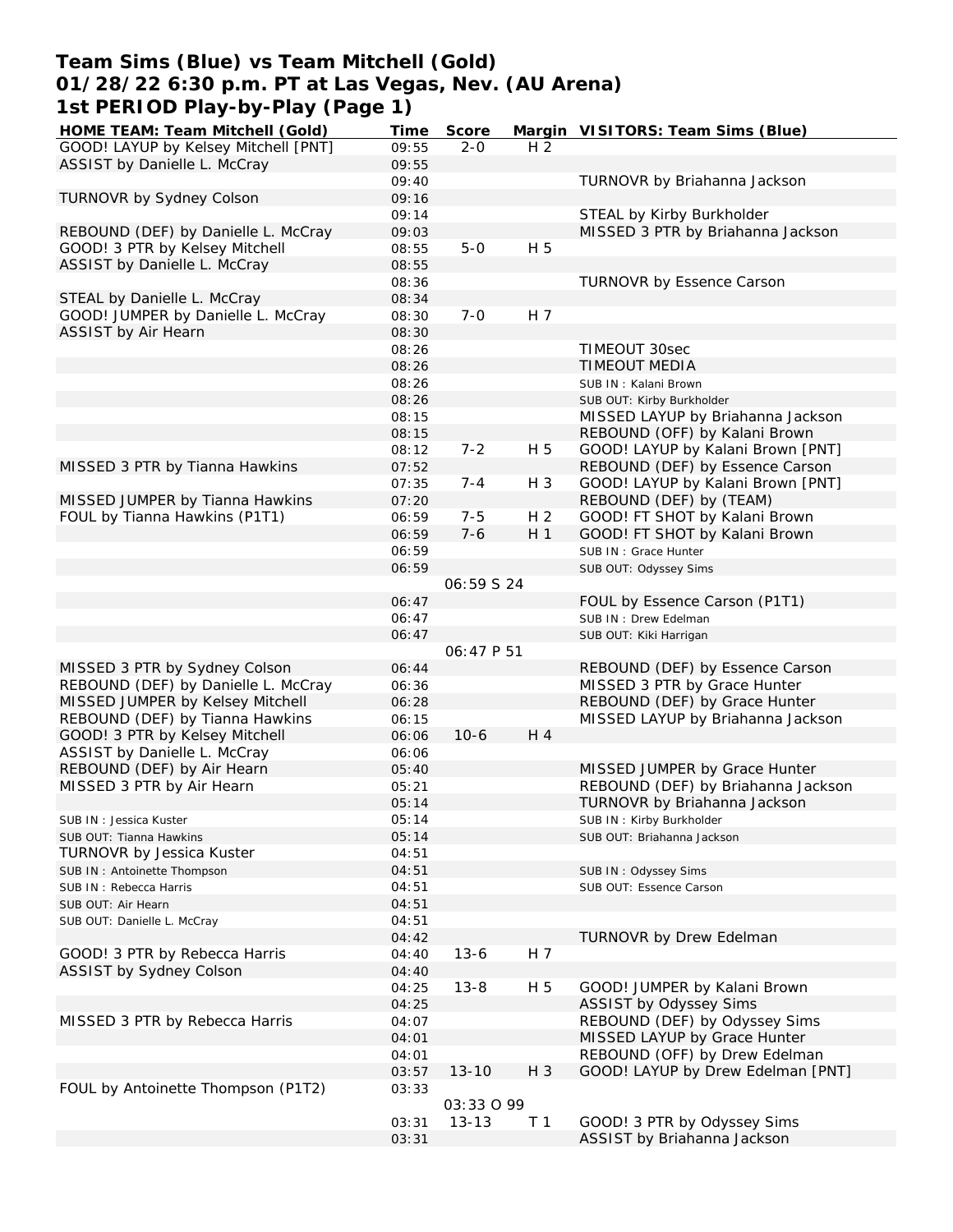# Team Sims (Blue) vs Team Mitchell (Gold)
## 01/28/22 6:30 p.m. PT at Las Vegas, Nev. (AU Arena)
## 1st PERIOD Play-by-Play (Page 1)

| HOME TEAM: Team Mitchell (Gold) | Time | Score | Margin | VISITORS: Team Sims (Blue) |
|---|---|---|---|---|
| GOOD! LAYUP by Kelsey Mitchell [PNT] | 09:55 | 2-0 | H 2 | |
| ASSIST by Danielle L. McCray | 09:55 | | | |
| | 09:40 | | | TURNOVR by Briahanna Jackson |
| TURNOVR by Sydney Colson | 09:16 | | | |
| | 09:14 | | | STEAL by Kirby Burkholder |
| REBOUND (DEF) by Danielle L. McCray | 09:03 | | | MISSED 3 PTR by Briahanna Jackson |
| GOOD! 3 PTR by Kelsey Mitchell | 08:55 | 5-0 | H 5 | |
| ASSIST by Danielle L. McCray | 08:55 | | | |
| | 08:36 | | | TURNOVR by Essence Carson |
| STEAL by Danielle L. McCray | 08:34 | | | |
| GOOD! JUMPER by Danielle L. McCray | 08:30 | 7-0 | H 7 | |
| ASSIST by Air Hearn | 08:30 | | | |
| | 08:26 | | | TIMEOUT 30sec |
| | 08:26 | | | TIMEOUT MEDIA |
| | 08:26 | | | SUB IN : Kalani Brown |
| | 08:26 | | | SUB OUT: Kirby Burkholder |
| | 08:15 | | | MISSED LAYUP by Briahanna Jackson |
| | 08:15 | | | REBOUND (OFF) by Kalani Brown |
| | 08:12 | 7-2 | H 5 | GOOD! LAYUP by Kalani Brown [PNT] |
| MISSED 3 PTR by Tianna Hawkins | 07:52 | | | REBOUND (DEF) by Essence Carson |
| | 07:35 | 7-4 | H 3 | GOOD! LAYUP by Kalani Brown [PNT] |
| MISSED JUMPER by Tianna Hawkins | 07:20 | | | REBOUND (DEF) by (TEAM) |
| FOUL by Tianna Hawkins (P1T1) | 06:59 | 7-5 | H 2 | GOOD! FT SHOT by Kalani Brown |
| | 06:59 | 7-6 | H 1 | GOOD! FT SHOT by Kalani Brown |
| | 06:59 | | | SUB IN : Grace Hunter |
| | 06:59 | | | SUB OUT: Odyssey Sims |
| | | 06:59 S 24 | | |
| | 06:47 | | | FOUL by Essence Carson (P1T1) |
| | 06:47 | | | SUB IN : Drew Edelman |
| | 06:47 | | | SUB OUT: Kiki Harrigan |
| | | 06:47 P 51 | | |
| MISSED 3 PTR by Sydney Colson | 06:44 | | | REBOUND (DEF) by Essence Carson |
| REBOUND (DEF) by Danielle L. McCray | 06:36 | | | MISSED 3 PTR by Grace Hunter |
| MISSED JUMPER by Kelsey Mitchell | 06:28 | | | REBOUND (DEF) by Grace Hunter |
| REBOUND (DEF) by Tianna Hawkins | 06:15 | | | MISSED LAYUP by Briahanna Jackson |
| GOOD! 3 PTR by Kelsey Mitchell | 06:06 | 10-6 | H 4 | |
| ASSIST by Danielle L. McCray | 06:06 | | | |
| REBOUND (DEF) by Air Hearn | 05:40 | | | MISSED JUMPER by Grace Hunter |
| MISSED 3 PTR by Air Hearn | 05:21 | | | REBOUND (DEF) by Briahanna Jackson |
| | 05:14 | | | TURNOVR by Briahanna Jackson |
| SUB IN : Jessica Kuster | 05:14 | | | SUB IN : Kirby Burkholder |
| SUB OUT: Tianna Hawkins | 05:14 | | | SUB OUT: Briahanna Jackson |
| TURNOVR by Jessica Kuster | 04:51 | | | |
| SUB IN : Antoinette Thompson | 04:51 | | | SUB IN : Odyssey Sims |
| SUB IN : Rebecca Harris | 04:51 | | | SUB OUT: Essence Carson |
| SUB OUT: Air Hearn | 04:51 | | | |
| SUB OUT: Danielle L. McCray | 04:51 | | | |
| | 04:42 | | | TURNOVR by Drew Edelman |
| GOOD! 3 PTR by Rebecca Harris | 04:40 | 13-6 | H 7 | |
| ASSIST by Sydney Colson | 04:40 | | | |
| | 04:25 | 13-8 | H 5 | GOOD! JUMPER by Kalani Brown |
| | 04:25 | | | ASSIST by Odyssey Sims |
| MISSED 3 PTR by Rebecca Harris | 04:07 | | | REBOUND (DEF) by Odyssey Sims |
| | 04:01 | | | MISSED LAYUP by Grace Hunter |
| | 04:01 | | | REBOUND (OFF) by Drew Edelman |
| | 03:57 | 13-10 | H 3 | GOOD! LAYUP by Drew Edelman [PNT] |
| FOUL by Antoinette Thompson (P1T2) | 03:33 | | | |
| | | 03:33 O 99 | | |
| | 03:31 | 13-13 | T 1 | GOOD! 3 PTR by Odyssey Sims |
| | 03:31 | | | ASSIST by Briahanna Jackson |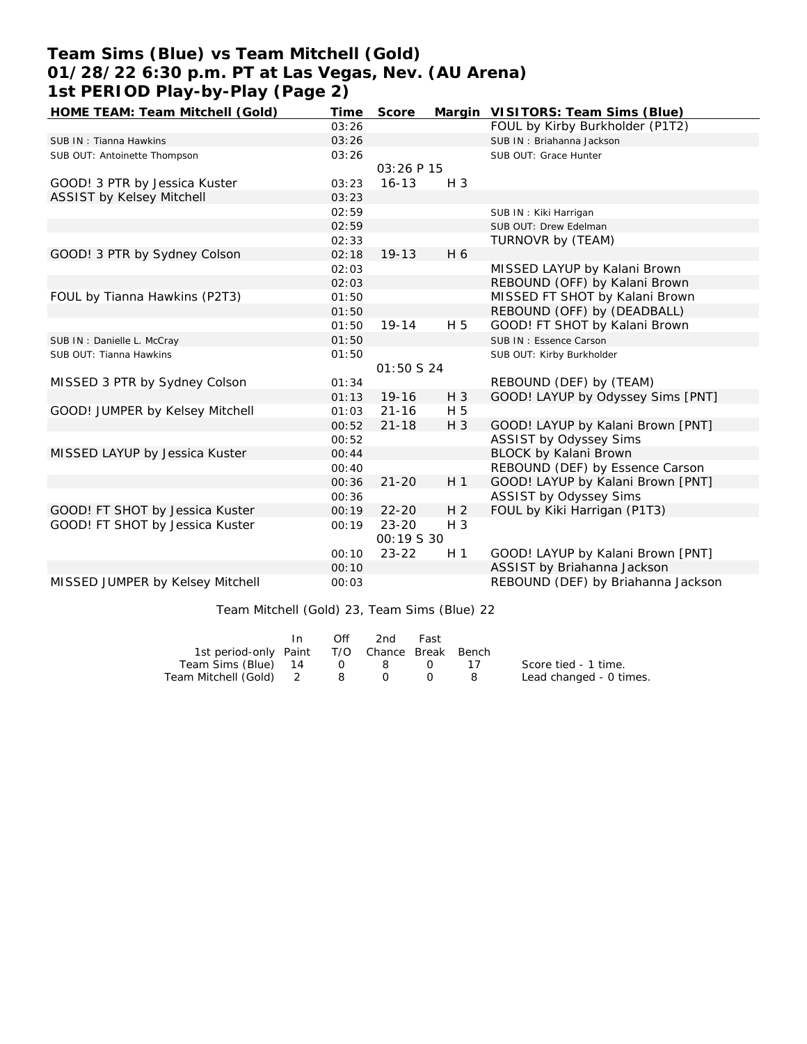# Team Sims (Blue) vs Team Mitchell (Gold)
# 01/28/22 6:30 p.m. PT at Las Vegas, Nev. (AU Arena)
# 1st PERIOD Play-by-Play (Page 2)

| HOME TEAM: Team Mitchell (Gold) | Time | Score | Margin | VISITORS: Team Sims (Blue) |
|---|---|---|---|---|
| | 03:26 | | | FOUL by Kirby Burkholder (P1T2) |
| SUB IN : Tianna Hawkins | 03:26 | | | SUB IN : Briahanna Jackson |
| SUB OUT: Antoinette Thompson | 03:26 | | | SUB OUT: Grace Hunter |
| | | 03:26 P 15 | | |
| GOOD! 3 PTR by Jessica Kuster | 03:23 | 16-13 | H 3 | |
| ASSIST by Kelsey Mitchell | 03:23 | | | |
| | 02:59 | | | SUB IN : Kiki Harrigan |
| | 02:59 | | | SUB OUT: Drew Edelman |
| | 02:33 | | | TURNOVR by (TEAM) |
| GOOD! 3 PTR by Sydney Colson | 02:18 | 19-13 | H 6 | |
| | 02:03 | | | MISSED LAYUP by Kalani Brown |
| | 02:03 | | | REBOUND (OFF) by Kalani Brown |
| FOUL by Tianna Hawkins (P2T3) | 01:50 | | | MISSED FT SHOT by Kalani Brown |
| | 01:50 | | | REBOUND (OFF) by (DEADBALL) |
| | 01:50 | 19-14 | H 5 | GOOD! FT SHOT by Kalani Brown |
| SUB IN : Danielle L. McCray | 01:50 | | | SUB IN : Essence Carson |
| SUB OUT: Tianna Hawkins | 01:50 | | | SUB OUT: Kirby Burkholder |
| | | 01:50 S 24 | | |
| MISSED 3 PTR by Sydney Colson | 01:34 | | | REBOUND (DEF) by (TEAM) |
| | 01:13 | 19-16 | H 3 | GOOD! LAYUP by Odyssey Sims [PNT] |
| GOOD! JUMPER by Kelsey Mitchell | 01:03 | 21-16 | H 5 | |
| | 00:52 | 21-18 | H 3 | GOOD! LAYUP by Kalani Brown [PNT] |
| | 00:52 | | | ASSIST by Odyssey Sims |
| MISSED LAYUP by Jessica Kuster | 00:44 | | | BLOCK by Kalani Brown |
| | 00:40 | | | REBOUND (DEF) by Essence Carson |
| | 00:36 | 21-20 | H 1 | GOOD! LAYUP by Kalani Brown [PNT] |
| | 00:36 | | | ASSIST by Odyssey Sims |
| GOOD! FT SHOT by Jessica Kuster | 00:19 | 22-20 | H 2 | FOUL by Kiki Harrigan (P1T3) |
| GOOD! FT SHOT by Jessica Kuster | 00:19 | 23-20 | H 3 | |
| | | 00:19 S 30 | | |
| | 00:10 | 23-22 | H 1 | GOOD! LAYUP by Kalani Brown [PNT] |
| | 00:10 | | | ASSIST by Briahanna Jackson |
| MISSED JUMPER by Kelsey Mitchell | 00:03 | | | REBOUND (DEF) by Briahanna Jackson |

Team Mitchell (Gold) 23, Team Sims (Blue) 22

| 1st period-only | In Paint | Off T/O | 2nd Chance | Fast Break | Bench |
|---|---|---|---|---|---|
| Team Sims (Blue) | 14 | 0 | 8 | 0 | 17 |
| Team Mitchell (Gold) | 2 | 8 | 0 | 0 | 8 |

Score tied - 1 time.
Lead changed - 0 times.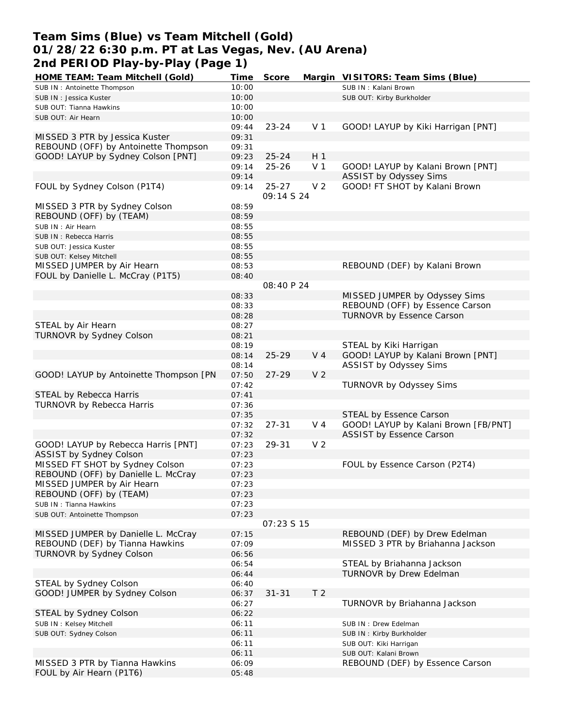# Team Sims (Blue) vs Team Mitchell (Gold)
## 01/28/22 6:30 p.m. PT at Las Vegas, Nev. (AU Arena)
## 2nd PERIOD Play-by-Play (Page 1)

| HOME TEAM: Team Mitchell (Gold) | Time | Score | Margin | VISITORS: Team Sims (Blue) |
|---|---|---|---|---|
| SUB IN : Antoinette Thompson | 10:00 | | | SUB IN : Kalani Brown |
| SUB IN : Jessica Kuster | 10:00 | | | SUB OUT: Kirby Burkholder |
| SUB OUT: Tianna Hawkins | 10:00 | | | |
| SUB OUT: Air Hearn | 10:00 | | | |
| | 09:44 | 23-24 | V 1 | GOOD! LAYUP by Kiki Harrigan [PNT] |
| MISSED 3 PTR by Jessica Kuster | 09:31 | | | |
| REBOUND (OFF) by Antoinette Thompson | 09:31 | | | |
| GOOD! LAYUP by Sydney Colson [PNT] | 09:23 | 25-24 | H 1 | |
| | 09:14 | 25-26 | V 1 | GOOD! LAYUP by Kalani Brown [PNT] |
| | 09:14 | | | ASSIST by Odyssey Sims |
| FOUL by Sydney Colson (P1T4) | 09:14 | 25-27 | V 2 | GOOD! FT SHOT by Kalani Brown |
| | | 09:14 S 24 | | |
| MISSED 3 PTR by Sydney Colson | 08:59 | | | |
| REBOUND (OFF) by (TEAM) | 08:59 | | | |
| SUB IN : Air Hearn | 08:55 | | | |
| SUB IN : Rebecca Harris | 08:55 | | | |
| SUB OUT: Jessica Kuster | 08:55 | | | |
| SUB OUT: Kelsey Mitchell | 08:55 | | | |
| MISSED JUMPER by Air Hearn | 08:53 | | | REBOUND (DEF) by Kalani Brown |
| FOUL by Danielle L. McCray (P1T5) | 08:40 | | | |
| | | 08:40 P 24 | | |
| | 08:33 | | | MISSED JUMPER by Odyssey Sims |
| | 08:33 | | | REBOUND (OFF) by Essence Carson |
| | 08:28 | | | TURNOVR by Essence Carson |
| STEAL by Air Hearn | 08:27 | | | |
| TURNOVR by Sydney Colson | 08:21 | | | |
| | 08:19 | | | STEAL by Kiki Harrigan |
| | 08:14 | 25-29 | V 4 | GOOD! LAYUP by Kalani Brown [PNT] |
| | 08:14 | | | ASSIST by Odyssey Sims |
| GOOD! LAYUP by Antoinette Thompson [PN | 07:50 | 27-29 | V 2 | |
| | 07:42 | | | TURNOVR by Odyssey Sims |
| STEAL by Rebecca Harris | 07:41 | | | |
| TURNOVR by Rebecca Harris | 07:36 | | | |
| | 07:35 | | | STEAL by Essence Carson |
| | 07:32 | 27-31 | V 4 | GOOD! LAYUP by Kalani Brown [FB/PNT] |
| | 07:32 | | | ASSIST by Essence Carson |
| GOOD! LAYUP by Rebecca Harris [PNT] | 07:23 | 29-31 | V 2 | |
| ASSIST by Sydney Colson | 07:23 | | | |
| MISSED FT SHOT by Sydney Colson | 07:23 | | | FOUL by Essence Carson (P2T4) |
| REBOUND (OFF) by Danielle L. McCray | 07:23 | | | |
| MISSED JUMPER by Air Hearn | 07:23 | | | |
| REBOUND (OFF) by (TEAM) | 07:23 | | | |
| SUB IN : Tianna Hawkins | 07:23 | | | |
| SUB OUT: Antoinette Thompson | 07:23 | | | |
| | | 07:23 S 15 | | |
| MISSED JUMPER by Danielle L. McCray | 07:15 | | | REBOUND (DEF) by Drew Edelman |
| REBOUND (DEF) by Tianna Hawkins | 07:09 | | | MISSED 3 PTR by Briahanna Jackson |
| TURNOVR by Sydney Colson | 06:56 | | | |
| | 06:54 | | | STEAL by Briahanna Jackson |
| | 06:44 | | | TURNOVR by Drew Edelman |
| STEAL by Sydney Colson | 06:40 | | | |
| GOOD! JUMPER by Sydney Colson | 06:37 | 31-31 | T 2 | |
| | 06:27 | | | TURNOVR by Briahanna Jackson |
| STEAL by Sydney Colson | 06:22 | | | |
| SUB IN : Kelsey Mitchell | 06:11 | | | SUB IN : Drew Edelman |
| SUB OUT: Sydney Colson | 06:11 | | | SUB IN : Kirby Burkholder |
| | 06:11 | | | SUB OUT: Kiki Harrigan |
| | 06:11 | | | SUB OUT: Kalani Brown |
| MISSED 3 PTR by Tianna Hawkins | 06:09 | | | REBOUND (DEF) by Essence Carson |
| FOUL by Air Hearn (P1T6) | 05:48 | | | |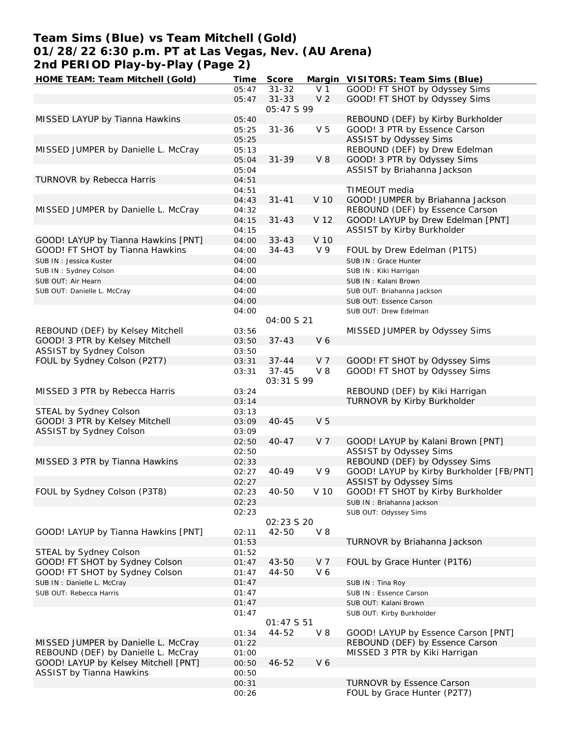# Team Sims (Blue) vs Team Mitchell (Gold)
## 01/28/22 6:30 p.m. PT at Las Vegas, Nev. (AU Arena)
## 2nd PERIOD Play-by-Play (Page 2)

| HOME TEAM: Team Mitchell (Gold) | Time | Score | Margin | VISITORS: Team Sims (Blue) |
|---|---|---|---|---|
| | 05:47 | 31-32 | V 1 | GOOD! FT SHOT by Odyssey Sims |
| | 05:47 | 31-33 | V 2 | GOOD! FT SHOT by Odyssey Sims |
| | | 05:47 S 99 | | |
| MISSED LAYUP by Tianna Hawkins | 05:40 | | | REBOUND (DEF) by Kirby Burkholder |
| | 05:25 | 31-36 | V 5 | GOOD! 3 PTR by Essence Carson |
| | 05:25 | | | ASSIST by Odyssey Sims |
| MISSED JUMPER by Danielle L. McCray | 05:13 | | | REBOUND (DEF) by Drew Edelman |
| | 05:04 | 31-39 | V 8 | GOOD! 3 PTR by Odyssey Sims |
| | 05:04 | | | ASSIST by Briahanna Jackson |
| TURNOVR by Rebecca Harris | 04:51 | | | |
| | 04:51 | | | TIMEOUT media |
| | 04:43 | 31-41 | V 10 | GOOD! JUMPER by Briahanna Jackson |
| MISSED JUMPER by Danielle L. McCray | 04:32 | | | REBOUND (DEF) by Essence Carson |
| | 04:15 | 31-43 | V 12 | GOOD! LAYUP by Drew Edelman [PNT] |
| | 04:15 | | | ASSIST by Kirby Burkholder |
| GOOD! LAYUP by Tianna Hawkins [PNT] | 04:00 | 33-43 | V 10 | |
| GOOD! FT SHOT by Tianna Hawkins | 04:00 | 34-43 | V 9 | FOUL by Drew Edelman (P1T5) |
| SUB IN : Jessica Kuster | 04:00 | | | SUB IN : Grace Hunter |
| SUB IN : Sydney Colson | 04:00 | | | SUB IN : Kiki Harrigan |
| SUB OUT: Air Hearn | 04:00 | | | SUB IN : Kalani Brown |
| SUB OUT: Danielle L. McCray | 04:00 | | | SUB OUT: Briahanna Jackson |
| | 04:00 | | | SUB OUT: Essence Carson |
| | 04:00 | | | SUB OUT: Drew Edelman |
| | | 04:00 S 21 | | |
| REBOUND (DEF) by Kelsey Mitchell | 03:56 | | | MISSED JUMPER by Odyssey Sims |
| GOOD! 3 PTR by Kelsey Mitchell | 03:50 | 37-43 | V 6 | |
| ASSIST by Sydney Colson | 03:50 | | | |
| FOUL by Sydney Colson (P2T7) | 03:31 | 37-44 | V 7 | GOOD! FT SHOT by Odyssey Sims |
| | 03:31 | 37-45 | V 8 | GOOD! FT SHOT by Odyssey Sims |
| | | 03:31 S 99 | | |
| MISSED 3 PTR by Rebecca Harris | 03:24 | | | REBOUND (DEF) by Kiki Harrigan |
| | 03:14 | | | TURNOVR by Kirby Burkholder |
| STEAL by Sydney Colson | 03:13 | | | |
| GOOD! 3 PTR by Kelsey Mitchell | 03:09 | 40-45 | V 5 | |
| ASSIST by Sydney Colson | 03:09 | | | |
| | 02:50 | 40-47 | V 7 | GOOD! LAYUP by Kalani Brown [PNT] |
| | 02:50 | | | ASSIST by Odyssey Sims |
| MISSED 3 PTR by Tianna Hawkins | 02:33 | | | REBOUND (DEF) by Odyssey Sims |
| | 02:27 | 40-49 | V 9 | GOOD! LAYUP by Kirby Burkholder [FB/PNT] |
| | 02:27 | | | ASSIST by Odyssey Sims |
| FOUL by Sydney Colson (P3T8) | 02:23 | 40-50 | V 10 | GOOD! FT SHOT by Kirby Burkholder |
| | 02:23 | | | SUB IN : Briahanna Jackson |
| | 02:23 | | | SUB OUT: Odyssey Sims |
| | | 02:23 S 20 | | |
| GOOD! LAYUP by Tianna Hawkins [PNT] | 02:11 | 42-50 | V 8 | |
| | 01:53 | | | TURNOVR by Briahanna Jackson |
| STEAL by Sydney Colson | 01:52 | | | |
| GOOD! FT SHOT by Sydney Colson | 01:47 | 43-50 | V 7 | FOUL by Grace Hunter (P1T6) |
| GOOD! FT SHOT by Sydney Colson | 01:47 | 44-50 | V 6 | |
| SUB IN : Danielle L. McCray | 01:47 | | | SUB IN : Tina Roy |
| SUB OUT: Rebecca Harris | 01:47 | | | SUB IN : Essence Carson |
| | 01:47 | | | SUB OUT: Kalani Brown |
| | 01:47 | | | SUB OUT: Kirby Burkholder |
| | | 01:47 S 51 | | |
| | 01:34 | 44-52 | V 8 | GOOD! LAYUP by Essence Carson [PNT] |
| MISSED JUMPER by Danielle L. McCray | 01:22 | | | REBOUND (DEF) by Essence Carson |
| REBOUND (DEF) by Danielle L. McCray | 01:00 | | | MISSED 3 PTR by Kiki Harrigan |
| GOOD! LAYUP by Kelsey Mitchell [PNT] | 00:50 | 46-52 | V 6 | |
| ASSIST by Tianna Hawkins | 00:50 | | | |
| | 00:31 | | | TURNOVR by Essence Carson |
| | 00:26 | | | FOUL by Grace Hunter (P2T7) |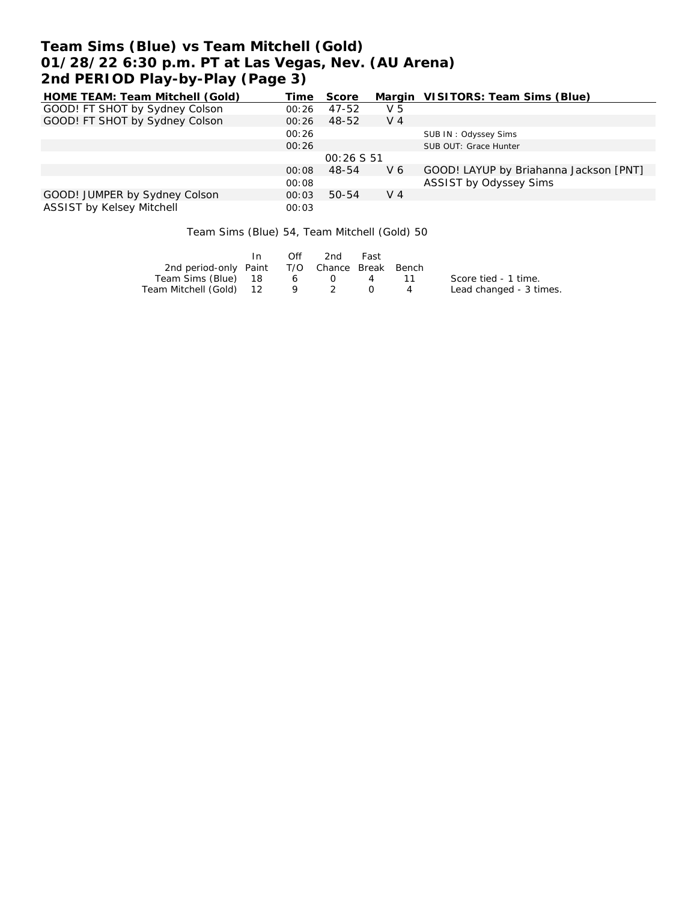# Team Sims (Blue) vs Team Mitchell (Gold)
## 01/28/22 6:30 p.m. PT at Las Vegas, Nev. (AU Arena)
## 2nd PERIOD Play-by-Play (Page 3)

| HOME TEAM: Team Mitchell (Gold) | Time | Score | Margin | VISITORS: Team Sims (Blue) |
|---|---|---|---|---|
| GOOD! FT SHOT by Sydney Colson | 00:26 | 47-52 | V 5 | |
| GOOD! FT SHOT by Sydney Colson | 00:26 | 48-52 | V 4 | |
| | 00:26 | | | SUB IN : Odyssey Sims |
| | 00:26 | | | SUB OUT: Grace Hunter |
| | | 00:26 S 51 | | |
| | 00:08 | 48-54 | V 6 | GOOD! LAYUP by Briahanna Jackson [PNT] |
| | 00:08 | | | ASSIST by Odyssey Sims |
| GOOD! JUMPER by Sydney Colson | 00:03 | 50-54 | V 4 | |
| ASSIST by Kelsey Mitchell | 00:03 | | | |

Team Sims (Blue) 54, Team Mitchell (Gold) 50

| 2nd period-only | In Paint | Off T/O | 2nd Chance | Fast Break | Bench |
|---|---|---|---|---|---|
| Team Sims (Blue) | 18 | 6 | 0 | 4 | 11 |
| Team Mitchell (Gold) | 12 | 9 | 2 | 0 | 4 |

Score tied - 1 time.
Lead changed - 3 times.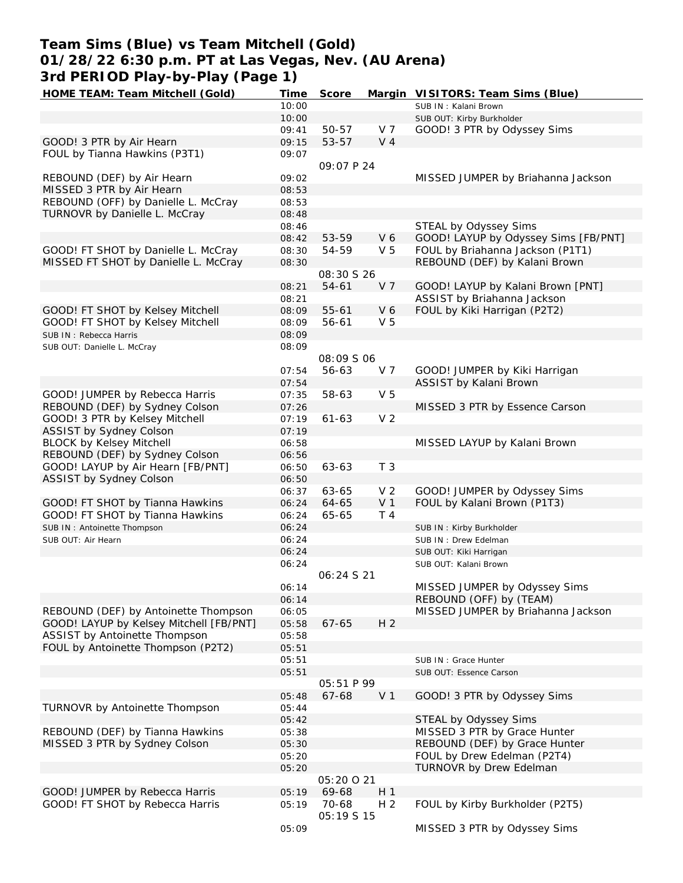# Team Sims (Blue) vs Team Mitchell (Gold)
## 01/28/22 6:30 p.m. PT at Las Vegas, Nev. (AU Arena)
## 3rd PERIOD Play-by-Play (Page 1)

| HOME TEAM: Team Mitchell (Gold) | Time | Score | Margin | VISITORS: Team Sims (Blue) |
|---|---|---|---|---|
| | 10:00 | | | SUB IN : Kalani Brown |
| | 10:00 | | | SUB OUT: Kirby Burkholder |
| | 09:41 | 50-57 | V 7 | GOOD! 3 PTR by Odyssey Sims |
| GOOD! 3 PTR by Air Hearn | 09:15 | 53-57 | V 4 | |
| FOUL by Tianna Hawkins (P3T1) | 09:07 | | | |
| | | 09:07 P 24 | | |
| REBOUND (DEF) by Air Hearn | 09:02 | | | MISSED JUMPER by Briahanna Jackson |
| MISSED 3 PTR by Air Hearn | 08:53 | | | |
| REBOUND (OFF) by Danielle L. McCray | 08:53 | | | |
| TURNOVR by Danielle L. McCray | 08:48 | | | |
| | 08:46 | | | STEAL by Odyssey Sims |
| | 08:42 | 53-59 | V 6 | GOOD! LAYUP by Odyssey Sims [FB/PNT] |
| GOOD! FT SHOT by Danielle L. McCray | 08:30 | 54-59 | V 5 | FOUL by Briahanna Jackson (P1T1) |
| MISSED FT SHOT by Danielle L. McCray | 08:30 | | | REBOUND (DEF) by Kalani Brown |
| | | 08:30 S 26 | | |
| | 08:21 | 54-61 | V 7 | GOOD! LAYUP by Kalani Brown [PNT] |
| | 08:21 | | | ASSIST by Briahanna Jackson |
| GOOD! FT SHOT by Kelsey Mitchell | 08:09 | 55-61 | V 6 | FOUL by Kiki Harrigan (P2T2) |
| GOOD! FT SHOT by Kelsey Mitchell | 08:09 | 56-61 | V 5 | |
| SUB IN : Rebecca Harris | 08:09 | | | |
| SUB OUT: Danielle L. McCray | 08:09 | | | |
| | | 08:09 S 06 | | |
| | 07:54 | 56-63 | V 7 | GOOD! JUMPER by Kiki Harrigan |
| | 07:54 | | | ASSIST by Kalani Brown |
| GOOD! JUMPER by Rebecca Harris | 07:35 | 58-63 | V 5 | |
| REBOUND (DEF) by Sydney Colson | 07:26 | | | MISSED 3 PTR by Essence Carson |
| GOOD! 3 PTR by Kelsey Mitchell | 07:19 | 61-63 | V 2 | |
| ASSIST by Sydney Colson | 07:19 | | | |
| BLOCK by Kelsey Mitchell | 06:58 | | | MISSED LAYUP by Kalani Brown |
| REBOUND (DEF) by Sydney Colson | 06:56 | | | |
| GOOD! LAYUP by Air Hearn [FB/PNT] | 06:50 | 63-63 | T 3 | |
| ASSIST by Sydney Colson | 06:50 | | | |
| | 06:37 | 63-65 | V 2 | GOOD! JUMPER by Odyssey Sims |
| GOOD! FT SHOT by Tianna Hawkins | 06:24 | 64-65 | V 1 | FOUL by Kalani Brown (P1T3) |
| GOOD! FT SHOT by Tianna Hawkins | 06:24 | 65-65 | T 4 | |
| SUB IN : Antoinette Thompson | 06:24 | | | SUB IN : Kirby Burkholder |
| SUB OUT: Air Hearn | 06:24 | | | SUB IN : Drew Edelman |
| | 06:24 | | | SUB OUT: Kiki Harrigan |
| | 06:24 | | | SUB OUT: Kalani Brown |
| | | 06:24 S 21 | | |
| | 06:14 | | | MISSED JUMPER by Odyssey Sims |
| | 06:14 | | | REBOUND (OFF) by (TEAM) |
| REBOUND (DEF) by Antoinette Thompson | 06:05 | | | MISSED JUMPER by Briahanna Jackson |
| GOOD! LAYUP by Kelsey Mitchell [FB/PNT] | 05:58 | 67-65 | H 2 | |
| ASSIST by Antoinette Thompson | 05:58 | | | |
| FOUL by Antoinette Thompson (P2T2) | 05:51 | | | |
| | 05:51 | | | SUB IN : Grace Hunter |
| | 05:51 | | | SUB OUT: Essence Carson |
| | | 05:51 P 99 | | |
| | 05:48 | 67-68 | V 1 | GOOD! 3 PTR by Odyssey Sims |
| TURNOVR by Antoinette Thompson | 05:44 | | | |
| | 05:42 | | | STEAL by Odyssey Sims |
| REBOUND (DEF) by Tianna Hawkins | 05:38 | | | MISSED 3 PTR by Grace Hunter |
| MISSED 3 PTR by Sydney Colson | 05:30 | | | REBOUND (DEF) by Grace Hunter |
| | 05:20 | | | FOUL by Drew Edelman (P2T4) |
| | 05:20 | | | TURNOVR by Drew Edelman |
| | | 05:20 O 21 | | |
| GOOD! JUMPER by Rebecca Harris | 05:19 | 69-68 | H 1 | |
| GOOD! FT SHOT by Rebecca Harris | 05:19 | 70-68 | H 2 | FOUL by Kirby Burkholder (P2T5) |
| | | 05:19 S 15 | | |
| | 05:09 | | | MISSED 3 PTR by Odyssey Sims |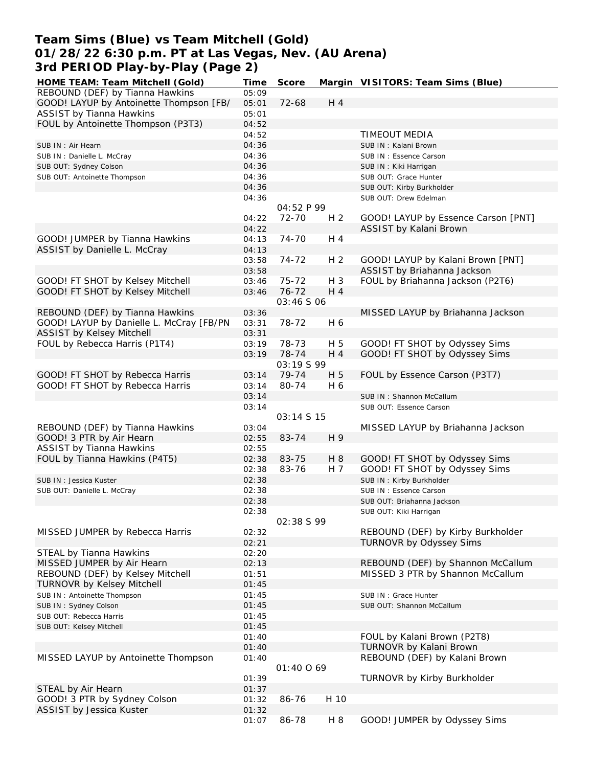# Team Sims (Blue) vs Team Mitchell (Gold)
# 01/28/22 6:30 p.m. PT at Las Vegas, Nev. (AU Arena)
# 3rd PERIOD Play-by-Play (Page 2)

| HOME TEAM: Team Mitchell (Gold) | Time | Score | Margin | VISITORS: Team Sims (Blue) |
|---|---|---|---|---|
| REBOUND (DEF) by Tianna Hawkins | 05:09 | | | |
| GOOD! LAYUP by Antoinette Thompson [FB/ | 05:01 | 72-68 | H 4 | |
| ASSIST by Tianna Hawkins | 05:01 | | | |
| FOUL by Antoinette Thompson (P3T3) | 04:52 | | | |
| | 04:52 | | | TIMEOUT MEDIA |
| SUB IN : Air Hearn | 04:36 | | | SUB IN : Kalani Brown |
| SUB IN : Danielle L. McCray | 04:36 | | | SUB IN : Essence Carson |
| SUB OUT: Sydney Colson | 04:36 | | | SUB IN : Kiki Harrigan |
| SUB OUT: Antoinette Thompson | 04:36 | | | SUB OUT: Grace Hunter |
| | 04:36 | | | SUB OUT: Kirby Burkholder |
| | 04:36 | | | SUB OUT: Drew Edelman |
| | | 04:52 P 99 | | |
| | 04:22 | 72-70 | H 2 | GOOD! LAYUP by Essence Carson [PNT] |
| | 04:22 | | | ASSIST by Kalani Brown |
| GOOD! JUMPER by Tianna Hawkins | 04:13 | 74-70 | H 4 | |
| ASSIST by Danielle L. McCray | 04:13 | | | |
| | 03:58 | 74-72 | H 2 | GOOD! LAYUP by Kalani Brown [PNT] |
| | 03:58 | | | ASSIST by Briahanna Jackson |
| GOOD! FT SHOT by Kelsey Mitchell | 03:46 | 75-72 | H 3 | FOUL by Briahanna Jackson (P2T6) |
| GOOD! FT SHOT by Kelsey Mitchell | 03:46 | 76-72 | H 4 | |
| | | 03:46 S 06 | | |
| REBOUND (DEF) by Tianna Hawkins | 03:36 | | | MISSED LAYUP by Briahanna Jackson |
| GOOD! LAYUP by Danielle L. McCray [FB/PN | 03:31 | 78-72 | H 6 | |
| ASSIST by Kelsey Mitchell | 03:31 | | | |
| FOUL by Rebecca Harris (P1T4) | 03:19 | 78-73 | H 5 | GOOD! FT SHOT by Odyssey Sims |
| | 03:19 | 78-74 | H 4 | GOOD! FT SHOT by Odyssey Sims |
| | | 03:19 S 99 | | |
| GOOD! FT SHOT by Rebecca Harris | 03:14 | 79-74 | H 5 | FOUL by Essence Carson (P3T7) |
| GOOD! FT SHOT by Rebecca Harris | 03:14 | 80-74 | H 6 | |
| | 03:14 | | | SUB IN : Shannon McCallum |
| | 03:14 | | | SUB OUT: Essence Carson |
| | | 03:14 S 15 | | |
| REBOUND (DEF) by Tianna Hawkins | 03:04 | | | MISSED LAYUP by Briahanna Jackson |
| GOOD! 3 PTR by Air Hearn | 02:55 | 83-74 | H 9 | |
| ASSIST by Tianna Hawkins | 02:55 | | | |
| FOUL by Tianna Hawkins (P4T5) | 02:38 | 83-75 | H 8 | GOOD! FT SHOT by Odyssey Sims |
| | 02:38 | 83-76 | H 7 | GOOD! FT SHOT by Odyssey Sims |
| SUB IN : Jessica Kuster | 02:38 | | | SUB IN : Kirby Burkholder |
| SUB OUT: Danielle L. McCray | 02:38 | | | SUB IN : Essence Carson |
| | 02:38 | | | SUB OUT: Briahanna Jackson |
| | 02:38 | | | SUB OUT: Kiki Harrigan |
| | | 02:38 S 99 | | |
| MISSED JUMPER by Rebecca Harris | 02:32 | | | REBOUND (DEF) by Kirby Burkholder |
| | 02:21 | | | TURNOVR by Odyssey Sims |
| STEAL by Tianna Hawkins | 02:20 | | | |
| MISSED JUMPER by Air Hearn | 02:13 | | | REBOUND (DEF) by Shannon McCallum |
| REBOUND (DEF) by Kelsey Mitchell | 01:51 | | | MISSED 3 PTR by Shannon McCallum |
| TURNOVR by Kelsey Mitchell | 01:45 | | | |
| SUB IN : Antoinette Thompson | 01:45 | | | SUB IN : Grace Hunter |
| SUB IN : Sydney Colson | 01:45 | | | SUB OUT: Shannon McCallum |
| SUB OUT: Rebecca Harris | 01:45 | | | |
| SUB OUT: Kelsey Mitchell | 01:45 | | | |
| | 01:40 | | | FOUL by Kalani Brown (P2T8) |
| | 01:40 | | | TURNOVR by Kalani Brown |
| MISSED LAYUP by Antoinette Thompson | 01:40 | | | REBOUND (DEF) by Kalani Brown |
| | | 01:40 O 69 | | |
| | 01:39 | | | TURNOVR by Kirby Burkholder |
| STEAL by Air Hearn | 01:37 | | | |
| GOOD! 3 PTR by Sydney Colson | 01:32 | 86-76 | H 10 | |
| ASSIST by Jessica Kuster | 01:32 | | | |
| | 01:07 | 86-78 | H 8 | GOOD! JUMPER by Odyssey Sims |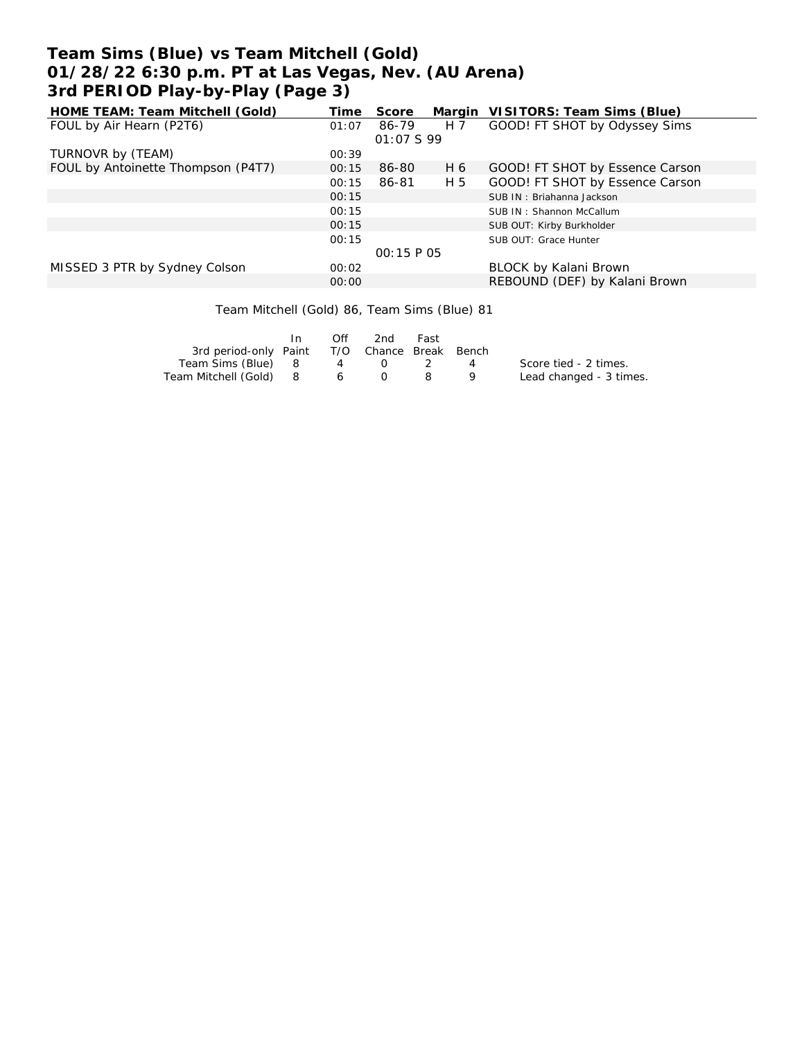# Team Sims (Blue) vs Team Mitchell (Gold)
## 01/28/22 6:30 p.m. PT at Las Vegas, Nev. (AU Arena)
## 3rd PERIOD Play-by-Play (Page 3)

| HOME TEAM: Team Mitchell (Gold) | Time | Score | Margin | VISITORS: Team Sims (Blue) |
|---|---|---|---|---|
| FOUL by Air Hearn (P2T6) | 01:07 | 86-79 | H 7 | GOOD! FT SHOT by Odyssey Sims |
| | | 01:07 S 99 | | |
| TURNOVR by (TEAM) | 00:39 | | | |
| FOUL by Antoinette Thompson (P4T7) | 00:15 | 86-80 | H 6 | GOOD! FT SHOT by Essence Carson |
| | 00:15 | 86-81 | H 5 | GOOD! FT SHOT by Essence Carson |
| | 00:15 | | | SUB IN : Briahanna Jackson |
| | 00:15 | | | SUB IN : Shannon McCallum |
| | 00:15 | | | SUB OUT: Kirby Burkholder |
| | 00:15 | | | SUB OUT: Grace Hunter |
| | | 00:15 P 05 | | |
| MISSED 3 PTR by Sydney Colson | 00:02 | | | BLOCK by Kalani Brown |
| | 00:00 | | | REBOUND (DEF) by Kalani Brown |

Team Mitchell (Gold) 86, Team Sims (Blue) 81

| 3rd period-only | In Paint | Off T/O | 2nd Chance | Fast Break | Bench |
|---|---|---|---|---|---|
| Team Sims (Blue) | 8 | 4 | 0 | 2 | 4 |
| Team Mitchell (Gold) | 8 | 6 | 0 | 8 | 9 |

Score tied - 2 times.
Lead changed - 3 times.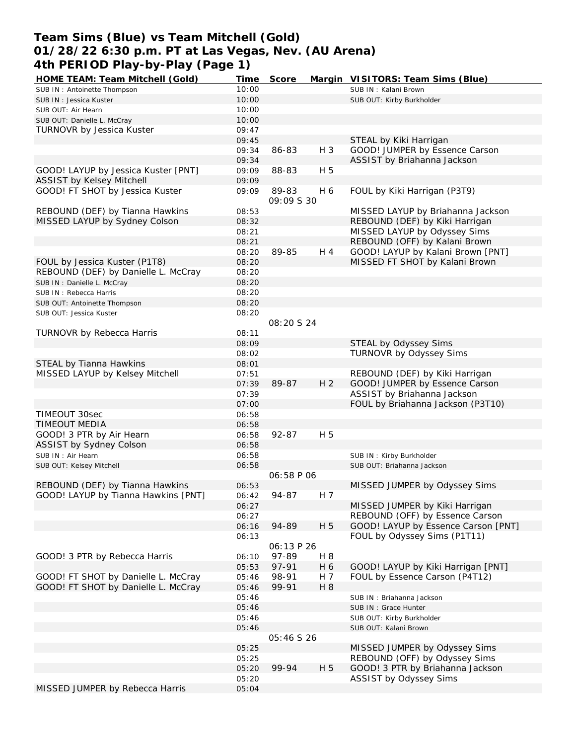**Team Sims (Blue) vs Team Mitchell (Gold)**
**01/28/22 6:30 p.m. PT at Las Vegas, Nev. (AU Arena)**
**4th PERIOD Play-by-Play (Page 1)**

| HOME TEAM: Team Mitchell (Gold) | Time | Score | Margin | VISITORS: Team Sims (Blue) |
|---|---|---|---|---|
| SUB IN : Antoinette Thompson | 10:00 | | | SUB IN : Kalani Brown |
| SUB IN : Jessica Kuster | 10:00 | | | SUB OUT: Kirby Burkholder |
| SUB OUT: Air Hearn | 10:00 | | | |
| SUB OUT: Danielle L. McCray | 10:00 | | | |
| TURNOVR by Jessica Kuster | 09:47 | | | |
| | 09:45 | | | STEAL by Kiki Harrigan |
| | 09:34 | 86-83 | H 3 | GOOD! JUMPER by Essence Carson |
| | 09:34 | | | ASSIST by Briahanna Jackson |
| GOOD! LAYUP by Jessica Kuster [PNT] | 09:09 | 88-83 | H 5 | |
| ASSIST by Kelsey Mitchell | 09:09 | | | |
| GOOD! FT SHOT by Jessica Kuster | 09:09 | 89-83 | H 6 | FOUL by Kiki Harrigan (P3T9) |
| | | 09:09 S 30 | | |
| REBOUND (DEF) by Tianna Hawkins | 08:53 | | | MISSED LAYUP by Briahanna Jackson |
| MISSED LAYUP by Sydney Colson | 08:32 | | | REBOUND (DEF) by Kiki Harrigan |
| | 08:21 | | | MISSED LAYUP by Odyssey Sims |
| | 08:21 | | | REBOUND (OFF) by Kalani Brown |
| | 08:20 | 89-85 | H 4 | GOOD! LAYUP by Kalani Brown [PNT] |
| FOUL by Jessica Kuster (P1T8) | 08:20 | | | MISSED FT SHOT by Kalani Brown |
| REBOUND (DEF) by Danielle L. McCray | 08:20 | | | |
| SUB IN : Danielle L. McCray | 08:20 | | | |
| SUB IN : Rebecca Harris | 08:20 | | | |
| SUB OUT: Antoinette Thompson | 08:20 | | | |
| SUB OUT: Jessica Kuster | 08:20 | | | |
| | | 08:20 S 24 | | |
| TURNOVR by Rebecca Harris | 08:11 | | | |
| | 08:09 | | | STEAL by Odyssey Sims |
| | 08:02 | | | TURNOVR by Odyssey Sims |
| STEAL by Tianna Hawkins | 08:01 | | | |
| MISSED LAYUP by Kelsey Mitchell | 07:51 | | | REBOUND (DEF) by Kiki Harrigan |
| | 07:39 | 89-87 | H 2 | GOOD! JUMPER by Essence Carson |
| | 07:39 | | | ASSIST by Briahanna Jackson |
| | 07:00 | | | FOUL by Briahanna Jackson (P3T10) |
| TIMEOUT 30sec | 06:58 | | | |
| TIMEOUT MEDIA | 06:58 | | | |
| GOOD! 3 PTR by Air Hearn | 06:58 | 92-87 | H 5 | |
| ASSIST by Sydney Colson | 06:58 | | | |
| SUB IN : Air Hearn | 06:58 | | | SUB IN : Kirby Burkholder |
| SUB OUT: Kelsey Mitchell | 06:58 | | | SUB OUT: Briahanna Jackson |
| | | 06:58 P 06 | | |
| REBOUND (DEF) by Tianna Hawkins | 06:53 | | | MISSED JUMPER by Odyssey Sims |
| GOOD! LAYUP by Tianna Hawkins [PNT] | 06:42 | 94-87 | H 7 | |
| | 06:27 | | | MISSED JUMPER by Kiki Harrigan |
| | 06:27 | | | REBOUND (OFF) by Essence Carson |
| | 06:16 | 94-89 | H 5 | GOOD! LAYUP by Essence Carson [PNT] |
| | 06:13 | | | FOUL by Odyssey Sims (P1T11) |
| | | 06:13 P 26 | | |
| GOOD! 3 PTR by Rebecca Harris | 06:10 | 97-89 | H 8 | |
| | 05:53 | 97-91 | H 6 | GOOD! LAYUP by Kiki Harrigan [PNT] |
| GOOD! FT SHOT by Danielle L. McCray | 05:46 | 98-91 | H 7 | FOUL by Essence Carson (P4T12) |
| GOOD! FT SHOT by Danielle L. McCray | 05:46 | 99-91 | H 8 | |
| | 05:46 | | | SUB IN : Briahanna Jackson |
| | 05:46 | | | SUB IN : Grace Hunter |
| | 05:46 | | | SUB OUT: Kirby Burkholder |
| | 05:46 | | | SUB OUT: Kalani Brown |
| | | 05:46 S 26 | | |
| | 05:25 | | | MISSED JUMPER by Odyssey Sims |
| | 05:25 | | | REBOUND (OFF) by Odyssey Sims |
| | 05:20 | 99-94 | H 5 | GOOD! 3 PTR by Briahanna Jackson |
| | 05:20 | | | ASSIST by Odyssey Sims |
| MISSED JUMPER by Rebecca Harris | 05:04 | | | |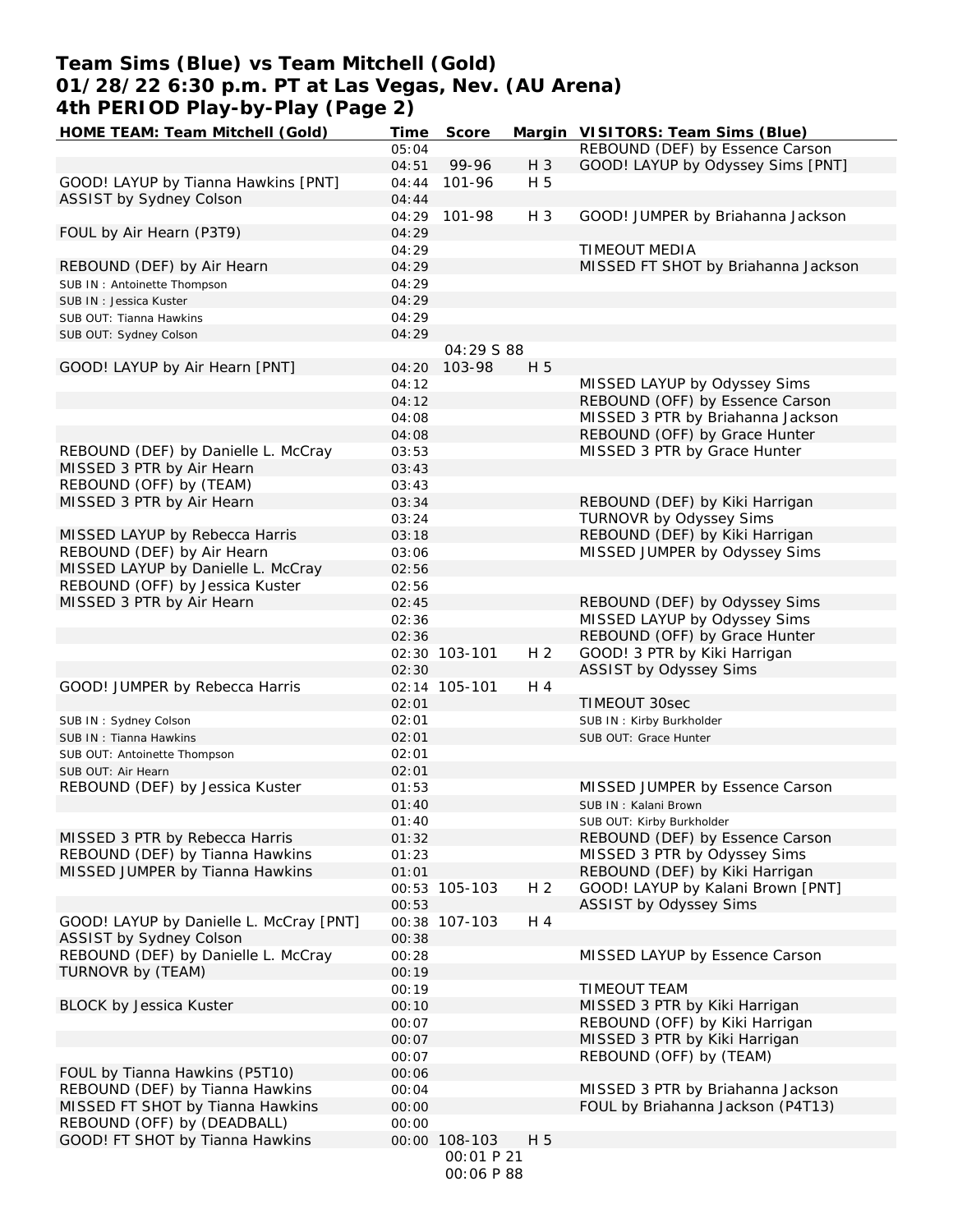# Team Sims (Blue) vs Team Mitchell (Gold)
# 01/28/22 6:30 p.m. PT at Las Vegas, Nev. (AU Arena)
# 4th PERIOD Play-by-Play (Page 2)

| HOME TEAM: Team Mitchell (Gold) | Time | Score | Margin | VISITORS: Team Sims (Blue) |
|---|---|---|---|---|
| | 05:04 | | | REBOUND (DEF) by Essence Carson |
| | 04:51 | 99-96 | H 3 | GOOD! LAYUP by Odyssey Sims [PNT] |
| GOOD! LAYUP by Tianna Hawkins [PNT] | 04:44 | 101-96 | H 5 | |
| ASSIST by Sydney Colson | 04:44 | | | |
| | 04:29 | 101-98 | H 3 | GOOD! JUMPER by Briahanna Jackson |
| FOUL by Air Hearn (P3T9) | 04:29 | | | |
| | 04:29 | | | TIMEOUT MEDIA |
| REBOUND (DEF) by Air Hearn | 04:29 | | | MISSED FT SHOT by Briahanna Jackson |
| SUB IN : Antoinette Thompson | 04:29 | | | |
| SUB IN : Jessica Kuster | 04:29 | | | |
| SUB OUT: Tianna Hawkins | 04:29 | | | |
| SUB OUT: Sydney Colson | 04:29 | | | |
| | | 04:29 S 88 | | |
| GOOD! LAYUP by Air Hearn [PNT] | 04:20 | 103-98 | H 5 | |
| | 04:12 | | | MISSED LAYUP by Odyssey Sims |
| | 04:12 | | | REBOUND (OFF) by Essence Carson |
| | 04:08 | | | MISSED 3 PTR by Briahanna Jackson |
| | 04:08 | | | REBOUND (OFF) by Grace Hunter |
| REBOUND (DEF) by Danielle L. McCray | 03:53 | | | MISSED 3 PTR by Grace Hunter |
| MISSED 3 PTR by Air Hearn | 03:43 | | | |
| REBOUND (OFF) by (TEAM) | 03:43 | | | |
| MISSED 3 PTR by Air Hearn | 03:34 | | | REBOUND (DEF) by Kiki Harrigan |
| | 03:24 | | | TURNOVR by Odyssey Sims |
| MISSED LAYUP by Rebecca Harris | 03:18 | | | REBOUND (DEF) by Kiki Harrigan |
| REBOUND (DEF) by Air Hearn | 03:06 | | | MISSED JUMPER by Odyssey Sims |
| MISSED LAYUP by Danielle L. McCray | 02:56 | | | |
| REBOUND (OFF) by Jessica Kuster | 02:56 | | | |
| MISSED 3 PTR by Air Hearn | 02:45 | | | REBOUND (DEF) by Odyssey Sims |
| | 02:36 | | | MISSED LAYUP by Odyssey Sims |
| | 02:36 | | | REBOUND (OFF) by Grace Hunter |
| | 02:30 | 103-101 | H 2 | GOOD! 3 PTR by Kiki Harrigan |
| | 02:30 | | | ASSIST by Odyssey Sims |
| GOOD! JUMPER by Rebecca Harris | 02:14 | 105-101 | H 4 | |
| | 02:01 | | | TIMEOUT 30sec |
| SUB IN : Sydney Colson | 02:01 | | | SUB IN : Kirby Burkholder |
| SUB IN : Tianna Hawkins | 02:01 | | | SUB OUT: Grace Hunter |
| SUB OUT: Antoinette Thompson | 02:01 | | | |
| SUB OUT: Air Hearn | 02:01 | | | |
| REBOUND (DEF) by Jessica Kuster | 01:53 | | | MISSED JUMPER by Essence Carson |
| | 01:40 | | | SUB IN : Kalani Brown |
| | 01:40 | | | SUB OUT: Kirby Burkholder |
| MISSED 3 PTR by Rebecca Harris | 01:32 | | | REBOUND (DEF) by Essence Carson |
| REBOUND (DEF) by Tianna Hawkins | 01:23 | | | MISSED 3 PTR by Odyssey Sims |
| MISSED JUMPER by Tianna Hawkins | 01:01 | | | REBOUND (DEF) by Kiki Harrigan |
| | 00:53 | 105-103 | H 2 | GOOD! LAYUP by Kalani Brown [PNT] |
| | 00:53 | | | ASSIST by Odyssey Sims |
| GOOD! LAYUP by Danielle L. McCray [PNT] | 00:38 | 107-103 | H 4 | |
| ASSIST by Sydney Colson | 00:38 | | | |
| REBOUND (DEF) by Danielle L. McCray | 00:28 | | | MISSED LAYUP by Essence Carson |
| TURNOVR by (TEAM) | 00:19 | | | |
| | 00:19 | | | TIMEOUT TEAM |
| BLOCK by Jessica Kuster | 00:10 | | | MISSED 3 PTR by Kiki Harrigan |
| | 00:07 | | | REBOUND (OFF) by Kiki Harrigan |
| | 00:07 | | | MISSED 3 PTR by Kiki Harrigan |
| | 00:07 | | | REBOUND (OFF) by (TEAM) |
| FOUL by Tianna Hawkins (P5T10) | 00:06 | | | |
| REBOUND (DEF) by Tianna Hawkins | 00:04 | | | MISSED 3 PTR by Briahanna Jackson |
| MISSED FT SHOT by Tianna Hawkins | 00:00 | | | FOUL by Briahanna Jackson (P4T13) |
| REBOUND (OFF) by (DEADBALL) | 00:00 | | | |
| GOOD! FT SHOT by Tianna Hawkins | 00:00 | 108-103 | H 5 | |
| | | 00:01 P 21 | | |
| | | 00:06 P 88 | | |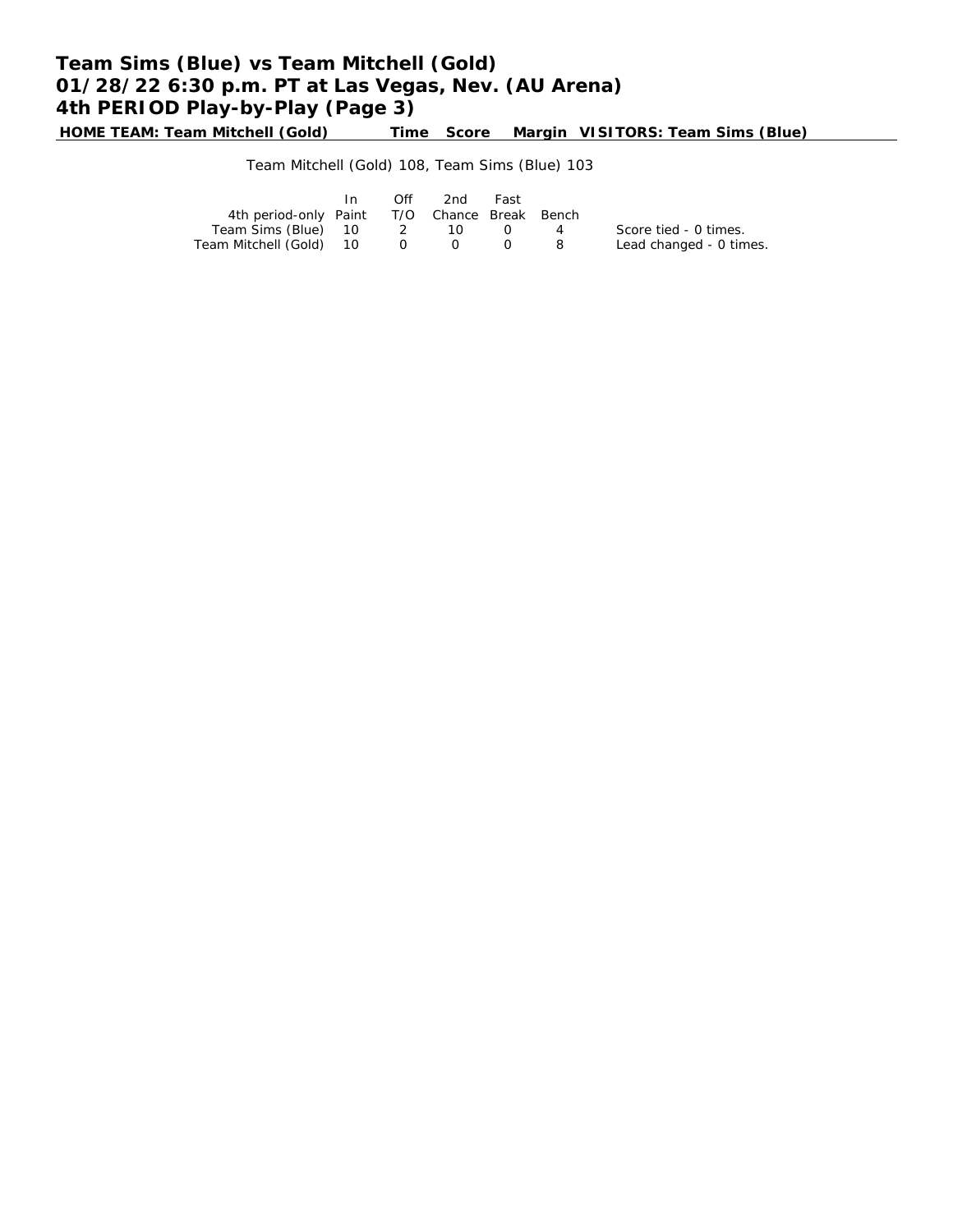# Team Sims (Blue) vs Team Mitchell (Gold)
## 01/28/22 6:30 p.m. PT at Las Vegas, Nev. (AU Arena)
## 4th PERIOD Play-by-Play (Page 3)

| HOME TEAM: Team Mitchell (Gold) | Time | Score | Margin | VISITORS: Team Sims (Blue) |
|---|---|---|---|---|

Team Mitchell (Gold) 108, Team Sims (Blue) 103

| 4th period-only | In Paint | Off T/O | 2nd Chance | Fast Break | Bench |
|---|---|---|---|---|---|
| Team Sims (Blue) | 10 | 2 | 10 | 0 | 4 |
| Team Mitchell (Gold) | 10 | 0 | 0 | 0 | 8 |

Score tied - 0 times.
Lead changed - 0 times.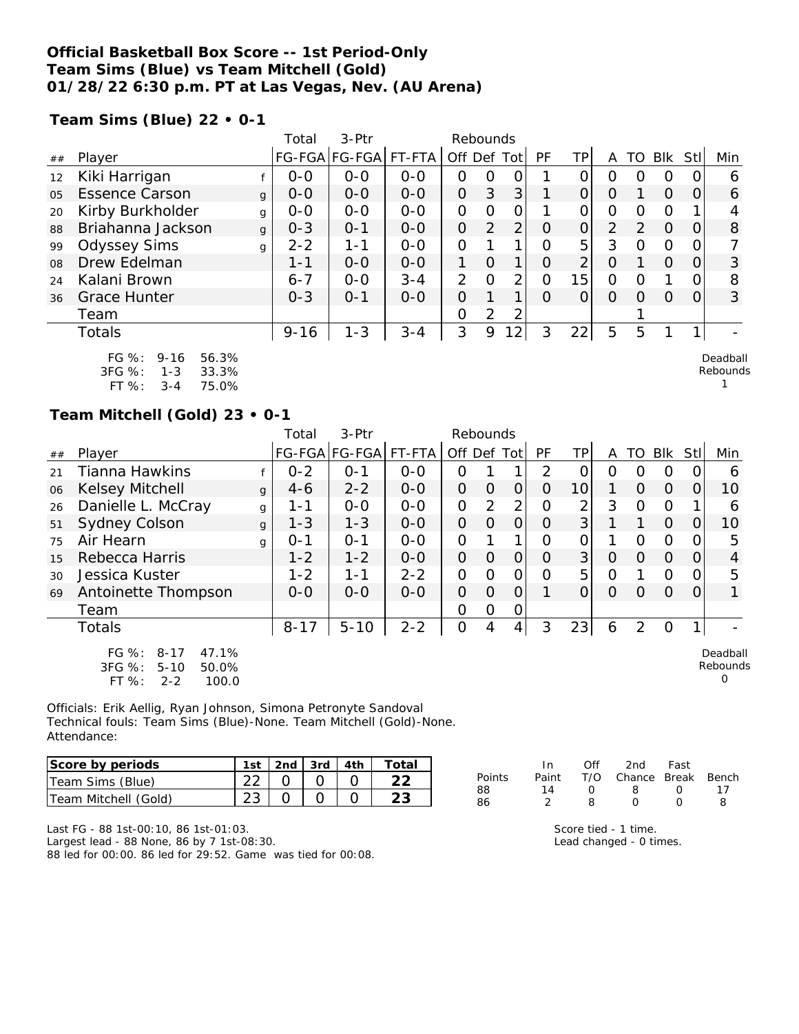**Official Basketball Box Score -- 1st Period-Only**
**Team Sims (Blue) vs Team Mitchell (Gold)**
**01/28/22 6:30 p.m. PT at Las Vegas, Nev. (AU Arena)**

**Team Sims (Blue) 22 • 0-1**

| ## | Player | | Total FG-FGA | 3-Ptr FG-FGA | FT-FTA | Rebounds Off | Def | Tot | PF | TP | A | TO | Blk | Stl | Min |
|---|---|---|---|---|---|---|---|---|---|---|---|---|---|---|---|
| 12 | Kiki Harrigan | f | 0-0 | 0-0 | 0-0 | 0 | 0 | 0 | 1 | 0 | 0 | 0 | 0 | 0 | 6 |
| 05 | Essence Carson | g | 0-0 | 0-0 | 0-0 | 0 | 3 | 3 | 1 | 0 | 0 | 1 | 0 | 0 | 6 |
| 20 | Kirby Burkholder | g | 0-0 | 0-0 | 0-0 | 0 | 0 | 0 | 1 | 0 | 0 | 0 | 0 | 1 | 4 |
| 88 | Briahanna Jackson | g | 0-3 | 0-1 | 0-0 | 0 | 2 | 2 | 0 | 0 | 2 | 2 | 0 | 0 | 8 |
| 99 | Odyssey Sims | g | 2-2 | 1-1 | 0-0 | 0 | 1 | 1 | 0 | 5 | 3 | 0 | 0 | 0 | 7 |
| 08 | Drew Edelman | | 1-1 | 0-0 | 0-0 | 1 | 0 | 1 | 0 | 2 | 0 | 1 | 0 | 0 | 3 |
| 24 | Kalani Brown | | 6-7 | 0-0 | 3-4 | 2 | 0 | 2 | 0 | 15 | 0 | 0 | 1 | 0 | 8 |
| 36 | Grace Hunter | | 0-3 | 0-1 | 0-0 | 0 | 1 | 1 | 0 | 0 | 0 | 0 | 0 | 0 | 3 |
| | Team | | | | | 0 | 2 | 2 | | | | 1 | | | |
| | Totals | | 9-16 | 1-3 | 3-4 | 3 | 9 | 12 | 3 | 22 | 5 | 5 | 1 | 1 | - |

FG %: 9-16 56.3%
3FG %: 1-3 33.3%
FT %: 3-4 75.0%

Deadball Rebounds 1

**Team Mitchell (Gold) 23 • 0-1**

| ## | Player | | Total FG-FGA | 3-Ptr FG-FGA | FT-FTA | Rebounds Off | Def | Tot | PF | TP | A | TO | Blk | Stl | Min |
|---|---|---|---|---|---|---|---|---|---|---|---|---|---|---|---|
| 21 | Tianna Hawkins | f | 0-2 | 0-1 | 0-0 | 0 | 1 | 1 | 2 | 0 | 0 | 0 | 0 | 0 | 6 |
| 06 | Kelsey Mitchell | g | 4-6 | 2-2 | 0-0 | 0 | 0 | 0 | 0 | 10 | 1 | 0 | 0 | 0 | 10 |
| 26 | Danielle L. McCray | g | 1-1 | 0-0 | 0-0 | 0 | 2 | 2 | 0 | 2 | 3 | 0 | 0 | 1 | 6 |
| 51 | Sydney Colson | g | 1-3 | 1-3 | 0-0 | 0 | 0 | 0 | 0 | 3 | 1 | 1 | 0 | 0 | 10 |
| 75 | Air Hearn | g | 0-1 | 0-1 | 0-0 | 0 | 1 | 1 | 0 | 0 | 1 | 0 | 0 | 0 | 5 |
| 15 | Rebecca Harris | | 1-2 | 1-2 | 0-0 | 0 | 0 | 0 | 0 | 3 | 0 | 0 | 0 | 0 | 4 |
| 30 | Jessica Kuster | | 1-2 | 1-1 | 2-2 | 0 | 0 | 0 | 0 | 5 | 0 | 1 | 0 | 0 | 5 |
| 69 | Antoinette Thompson | | 0-0 | 0-0 | 0-0 | 0 | 0 | 0 | 1 | 0 | 0 | 0 | 0 | 0 | 1 |
| | Team | | | | | 0 | 0 | 0 | | | | | | | |
| | Totals | | 8-17 | 5-10 | 2-2 | 0 | 4 | 4 | 3 | 23 | 6 | 2 | 0 | 1 | - |

FG %: 8-17 47.1%
3FG %: 5-10 50.0%
FT %: 2-2 100.0

Deadball Rebounds 0

Officials: Erik Aellig, Ryan Johnson, Simona Petronyte Sandoval
Technical fouls: Team Sims (Blue)-None. Team Mitchell (Gold)-None.
Attendance:

| Score by periods | 1st | 2nd | 3rd | 4th | Total |
|---|---|---|---|---|---|
| Team Sims (Blue) | 22 | 0 | 0 | 0 | 22 |
| Team Mitchell (Gold) | 23 | 0 | 0 | 0 | 23 |

| Points | In Paint | Off T/O | 2nd Chance | Fast Break | Bench |
|---|---|---|---|---|---|
| 88 | 14 | 0 | 8 | 0 | 17 |
| 86 | 2 | 8 | 0 | 0 | 8 |

Last FG - 88 1st-00:10, 86 1st-01:03.
Largest lead - 88 None, 86 by 7 1st-08:30.
88 led for 00:00. 86 led for 29:52. Game was tied for 00:08.

Score tied - 1 time.
Lead changed - 0 times.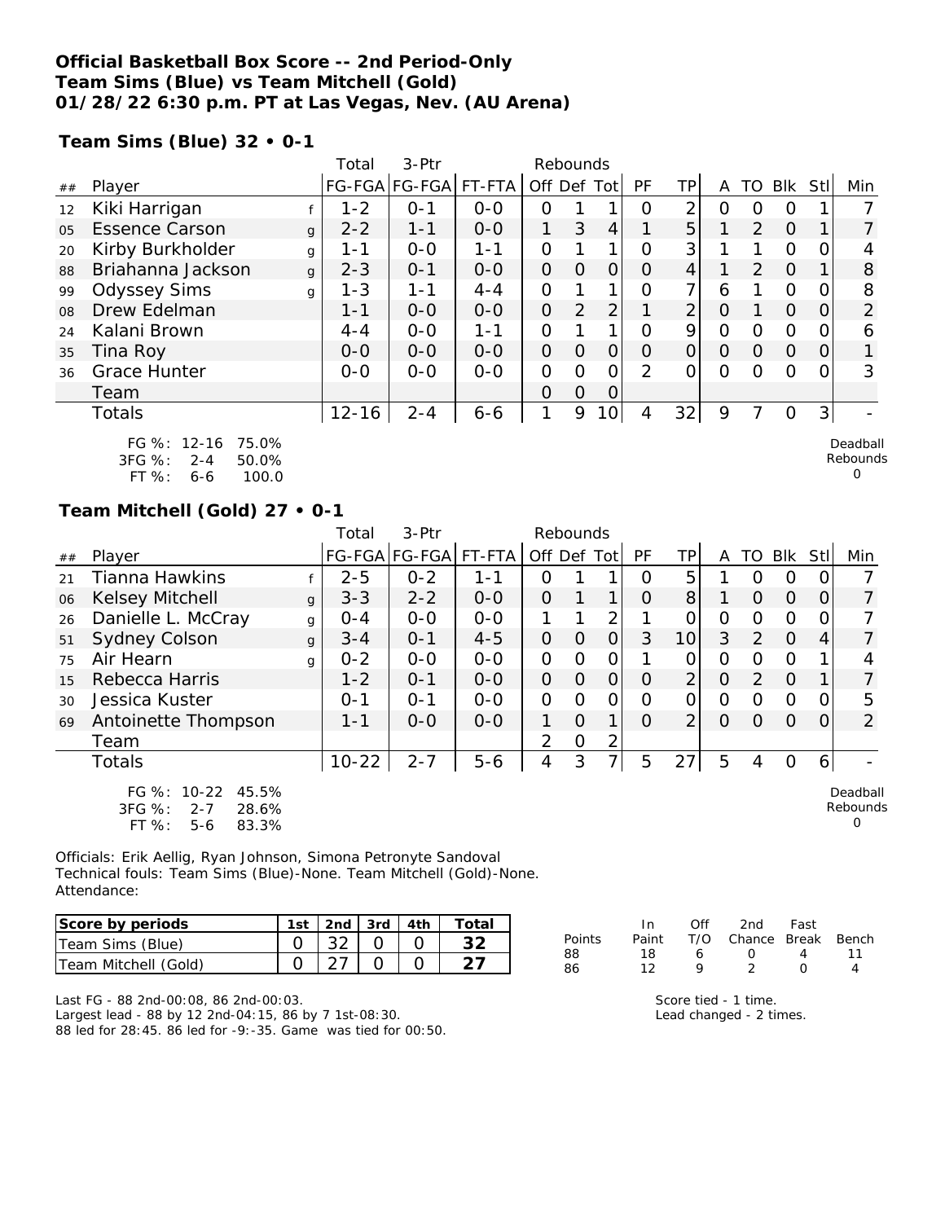**Official Basketball Box Score -- 2nd Period-Only**
**Team Sims (Blue) vs Team Mitchell (Gold)**
**01/28/22 6:30 p.m. PT at Las Vegas, Nev. (AU Arena)**

**Team Sims (Blue) 32 • 0-1**

| ## | Player | | Total FG-FGA | 3-Ptr FG-FGA | FT-FTA | Rebounds Off | Def | Tot | PF | TP | A | TO | Blk | Stl | Min |
|---|---|---|---|---|---|---|---|---|---|---|---|---|---|---|---|
| 12 | Kiki Harrigan | f | 1-2 | 0-1 | 0-0 | 0 | 1 | 1 | 0 | 2 | 0 | 0 | 0 | 1 | 7 |
| 05 | Essence Carson | g | 2-2 | 1-1 | 0-0 | 1 | 3 | 4 | 1 | 5 | 1 | 2 | 0 | 1 | 7 |
| 20 | Kirby Burkholder | g | 1-1 | 0-0 | 1-1 | 0 | 1 | 1 | 0 | 3 | 1 | 1 | 0 | 0 | 4 |
| 88 | Briahanna Jackson | g | 2-3 | 0-1 | 0-0 | 0 | 0 | 0 | 0 | 4 | 1 | 2 | 0 | 1 | 8 |
| 99 | Odyssey Sims | g | 1-3 | 1-1 | 4-4 | 0 | 1 | 1 | 0 | 7 | 6 | 1 | 0 | 0 | 8 |
| 08 | Drew Edelman | | 1-1 | 0-0 | 0-0 | 0 | 2 | 2 | 1 | 2 | 0 | 1 | 0 | 0 | 2 |
| 24 | Kalani Brown | | 4-4 | 0-0 | 1-1 | 0 | 1 | 1 | 0 | 9 | 0 | 0 | 0 | 0 | 6 |
| 35 | Tina Roy | | 0-0 | 0-0 | 0-0 | 0 | 0 | 0 | 0 | 0 | 0 | 0 | 0 | 0 | 1 |
| 36 | Grace Hunter | | 0-0 | 0-0 | 0-0 | 0 | 0 | 0 | 2 | 0 | 0 | 0 | 0 | 0 | 3 |
| | Team | | | | | 0 | 0 | 0 | | | | | | | |
| | Totals | | 12-16 | 2-4 | 6-6 | 1 | 9 | 10 | 4 | 32 | 9 | 7 | 0 | 3 | - |

FG %: 12-16 75.0%
3FG %: 2-4 50.0%
FT %: 6-6 100.0

Deadball Rebounds 0

**Team Mitchell (Gold) 27 • 0-1**

| ## | Player | | Total FG-FGA | 3-Ptr FG-FGA | FT-FTA | Rebounds Off | Def | Tot | PF | TP | A | TO | Blk | Stl | Min |
|---|---|---|---|---|---|---|---|---|---|---|---|---|---|---|---|
| 21 | Tianna Hawkins | f | 2-5 | 0-2 | 1-1 | 0 | 1 | 1 | 0 | 5 | 1 | 0 | 0 | 0 | 7 |
| 06 | Kelsey Mitchell | g | 3-3 | 2-2 | 0-0 | 0 | 1 | 1 | 0 | 8 | 1 | 0 | 0 | 0 | 7 |
| 26 | Danielle L. McCray | g | 0-4 | 0-0 | 0-0 | 1 | 1 | 2 | 1 | 0 | 0 | 0 | 0 | 0 | 7 |
| 51 | Sydney Colson | g | 3-4 | 0-1 | 4-5 | 0 | 0 | 0 | 3 | 10 | 3 | 2 | 0 | 4 | 7 |
| 75 | Air Hearn | g | 0-2 | 0-0 | 0-0 | 0 | 0 | 0 | 1 | 0 | 0 | 0 | 0 | 1 | 4 |
| 15 | Rebecca Harris | | 1-2 | 0-1 | 0-0 | 0 | 0 | 0 | 0 | 2 | 0 | 2 | 0 | 1 | 7 |
| 30 | Jessica Kuster | | 0-1 | 0-1 | 0-0 | 0 | 0 | 0 | 0 | 0 | 0 | 0 | 0 | 0 | 5 |
| 69 | Antoinette Thompson | | 1-1 | 0-0 | 0-0 | 1 | 0 | 1 | 0 | 2 | 0 | 0 | 0 | 0 | 2 |
| | Team | | | | | 2 | 0 | 2 | | | | | | | |
| | Totals | | 10-22 | 2-7 | 5-6 | 4 | 3 | 7 | 5 | 27 | 5 | 4 | 0 | 6 | - |

FG %: 10-22 45.5%
3FG %: 2-7 28.6%
FT %: 5-6 83.3%

Deadball Rebounds 0

Officials: Erik Aellig, Ryan Johnson, Simona Petronyte Sandoval
Technical fouls: Team Sims (Blue)-None. Team Mitchell (Gold)-None.
Attendance:

| Score by periods | 1st | 2nd | 3rd | 4th | Total |
|---|---|---|---|---|---|
| Team Sims (Blue) | 0 | 32 | 0 | 0 | 32 |
| Team Mitchell (Gold) | 0 | 27 | 0 | 0 | 27 |

| Points | In Paint | Off T/O | 2nd Chance | Fast Break | Bench |
|---|---|---|---|---|---|
| 88 | 18 | 6 | 0 | 4 | 11 |
| 86 | 12 | 9 | 2 | 0 | 4 |

Last FG - 88 2nd-00:08, 86 2nd-00:03.
Largest lead - 88 by 12 2nd-04:15, 86 by 7 1st-08:30.
88 led for 28:45. 86 led for -9:-35. Game was tied for 00:50.

Score tied - 1 time.
Lead changed - 2 times.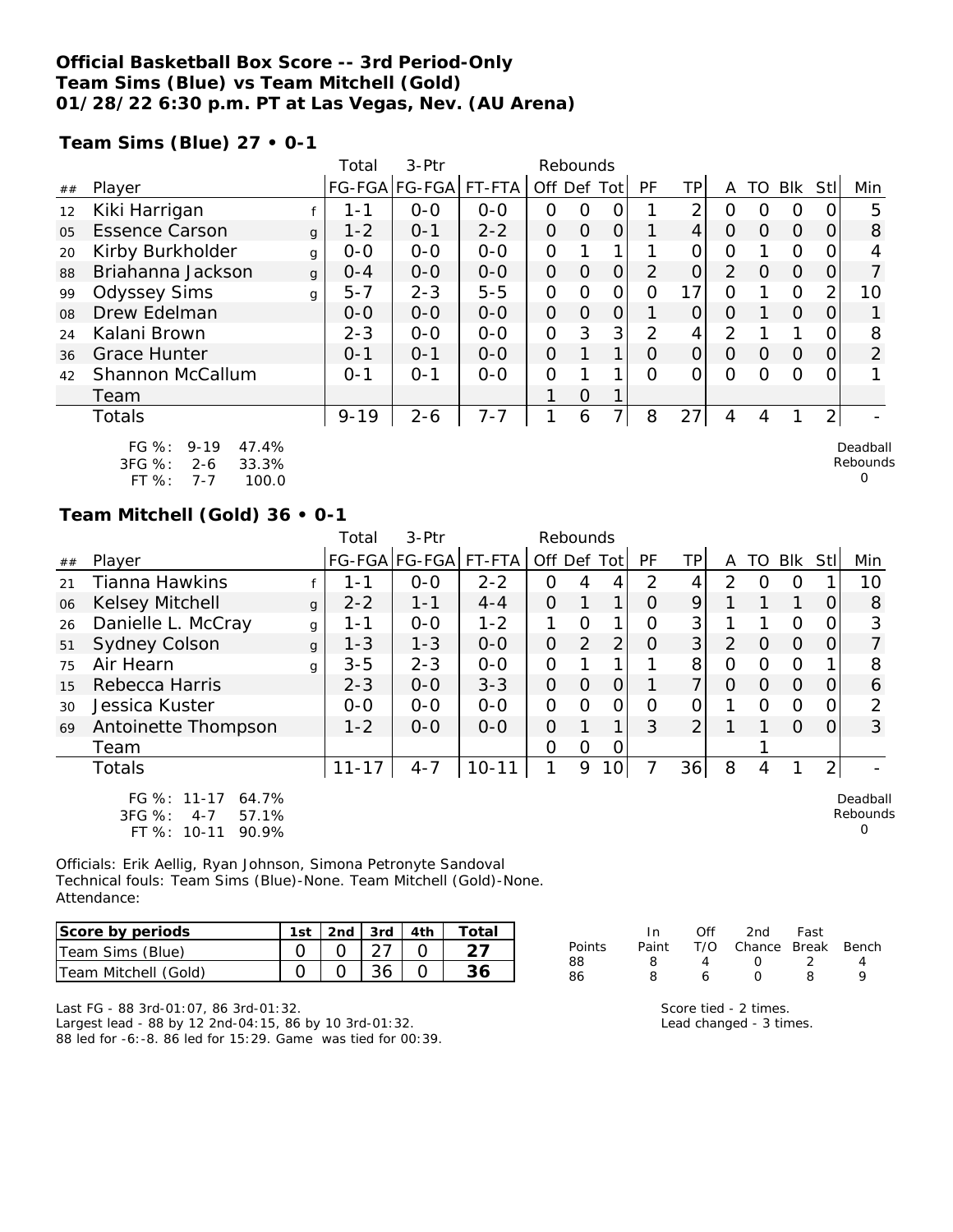**Official Basketball Box Score -- 3rd Period-Only**
**Team Sims (Blue) vs Team Mitchell (Gold)**
**01/28/22 6:30 p.m. PT at Las Vegas, Nev. (AU Arena)**

**Team Sims (Blue) 27 • 0-1**

| ## | Player | | Total FG-FGA | 3-Ptr FG-FGA | FT-FTA | Rebounds Off | Def | Tot | PF | TP | A | TO | Blk | Stl | Min |
|---|---|---|---|---|---|---|---|---|---|---|---|---|---|---|---|
| 12 | Kiki Harrigan | f | 1-1 | 0-0 | 0-0 | 0 | 0 | 0 | 1 | 2 | 0 | 0 | 0 | 0 | 5 |
| 05 | Essence Carson | g | 1-2 | 0-1 | 2-2 | 0 | 0 | 0 | 1 | 4 | 0 | 0 | 0 | 0 | 8 |
| 20 | Kirby Burkholder | g | 0-0 | 0-0 | 0-0 | 0 | 1 | 1 | 1 | 0 | 0 | 1 | 0 | 0 | 4 |
| 88 | Briahanna Jackson | g | 0-4 | 0-0 | 0-0 | 0 | 0 | 0 | 2 | 0 | 2 | 0 | 0 | 0 | 7 |
| 99 | Odyssey Sims | g | 5-7 | 2-3 | 5-5 | 0 | 0 | 0 | 0 | 17 | 0 | 1 | 0 | 2 | 10 |
| 08 | Drew Edelman | | 0-0 | 0-0 | 0-0 | 0 | 0 | 0 | 1 | 0 | 0 | 1 | 0 | 0 | 1 |
| 24 | Kalani Brown | | 2-3 | 0-0 | 0-0 | 0 | 3 | 3 | 2 | 4 | 2 | 1 | 1 | 0 | 8 |
| 36 | Grace Hunter | | 0-1 | 0-1 | 0-0 | 0 | 1 | 1 | 0 | 0 | 0 | 0 | 0 | 0 | 2 |
| 42 | Shannon McCallum | | 0-1 | 0-1 | 0-0 | 0 | 1 | 1 | 0 | 0 | 0 | 0 | 0 | 0 | 1 |
| | Team | | | | | 1 | 0 | 1 | | | | | | | |
| | Totals | | 9-19 | 2-6 | 7-7 | 1 | 6 | 7 | 8 | 27 | 4 | 4 | 1 | 2 | - |

FG %: 9-19 47.4%
3FG %: 2-6 33.3%
FT %: 7-7 100.0

Deadball Rebounds 0

**Team Mitchell (Gold) 36 • 0-1**

| ## | Player | | Total FG-FGA | 3-Ptr FG-FGA | FT-FTA | Rebounds Off | Def | Tot | PF | TP | A | TO | Blk | Stl | Min |
|---|---|---|---|---|---|---|---|---|---|---|---|---|---|---|---|
| 21 | Tianna Hawkins | f | 1-1 | 0-0 | 2-2 | 0 | 4 | 4 | 2 | 4 | 2 | 0 | 0 | 1 | 10 |
| 06 | Kelsey Mitchell | g | 2-2 | 1-1 | 4-4 | 0 | 1 | 1 | 0 | 9 | 1 | 1 | 1 | 0 | 8 |
| 26 | Danielle L. McCray | g | 1-1 | 0-0 | 1-2 | 1 | 0 | 1 | 0 | 3 | 1 | 1 | 0 | 0 | 3 |
| 51 | Sydney Colson | g | 1-3 | 1-3 | 0-0 | 0 | 2 | 2 | 0 | 3 | 2 | 0 | 0 | 0 | 7 |
| 75 | Air Hearn | g | 3-5 | 2-3 | 0-0 | 0 | 1 | 1 | 1 | 8 | 0 | 0 | 0 | 1 | 8 |
| 15 | Rebecca Harris | | 2-3 | 0-0 | 3-3 | 0 | 0 | 0 | 1 | 7 | 0 | 0 | 0 | 0 | 6 |
| 30 | Jessica Kuster | | 0-0 | 0-0 | 0-0 | 0 | 0 | 0 | 0 | 0 | 1 | 0 | 0 | 0 | 2 |
| 69 | Antoinette Thompson | | 1-2 | 0-0 | 0-0 | 0 | 1 | 1 | 3 | 2 | 1 | 1 | 0 | 0 | 3 |
| | Team | | | | | 0 | 0 | 0 | | | | 1 | | | |
| | Totals | | 11-17 | 4-7 | 10-11 | 1 | 9 | 10 | 7 | 36 | 8 | 4 | 1 | 2 | - |

FG %: 11-17 64.7%
3FG %: 4-7 57.1%
FT %: 10-11 90.9%

Deadball Rebounds 0

Officials: Erik Aellig, Ryan Johnson, Simona Petronyte Sandoval
Technical fouls: Team Sims (Blue)-None. Team Mitchell (Gold)-None.
Attendance:

| Score by periods | 1st | 2nd | 3rd | 4th | Total |
|---|---|---|---|---|---|
| Team Sims (Blue) | 0 | 0 | 27 | 0 | 27 |
| Team Mitchell (Gold) | 0 | 0 | 36 | 0 | 36 |

| Points | In Paint | Off T/O | 2nd Chance | Fast Break | Bench |
|---|---|---|---|---|---|
| 88 | 8 | 4 | 0 | 2 | 4 |
| 86 | 8 | 6 | 0 | 8 | 9 |

Last FG - 88 3rd-01:07, 86 3rd-01:32.
Largest lead - 88 by 12 2nd-04:15, 86 by 10 3rd-01:32.
88 led for -6:-8. 86 led for 15:29. Game was tied for 00:39.

Score tied - 2 times.
Lead changed - 3 times.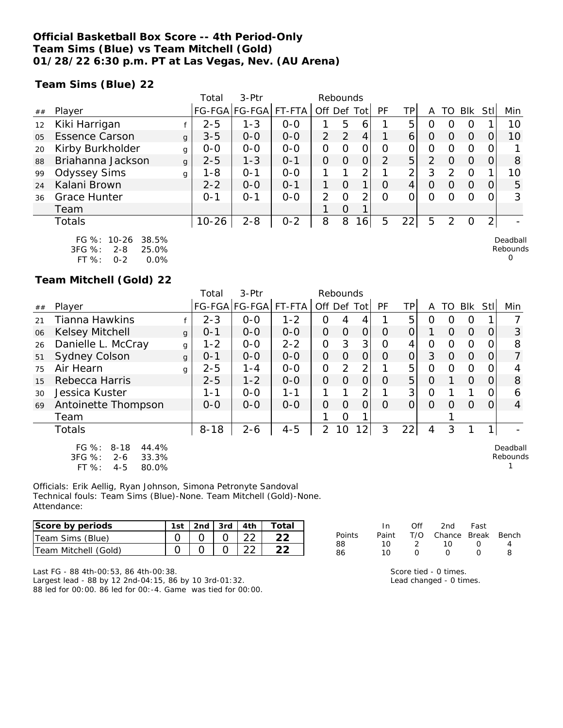**Official Basketball Box Score -- 4th Period-Only**
**Team Sims (Blue) vs Team Mitchell (Gold)**
**01/28/22 6:30 p.m. PT at Las Vegas, Nev. (AU Arena)**

**Team Sims (Blue) 22**

| ## | Player | | Total FG-FGA | 3-Ptr FG-FGA | FT-FTA | Rebounds Off | Def | Tot | PF | TP | A | TO | Blk | Stl | Min |
|---|---|---|---|---|---|---|---|---|---|---|---|---|---|---|---|
| 12 | Kiki Harrigan | f | 2-5 | 1-3 | 0-0 | 1 | 5 | 6 | 1 | 5 | 0 | 0 | 0 | 1 | 10 |
| 05 | Essence Carson | g | 3-5 | 0-0 | 0-0 | 2 | 2 | 4 | 1 | 6 | 0 | 0 | 0 | 0 | 10 |
| 20 | Kirby Burkholder | g | 0-0 | 0-0 | 0-0 | 0 | 0 | 0 | 0 | 0 | 0 | 0 | 0 | 0 | 1 |
| 88 | Briahanna Jackson | g | 2-5 | 1-3 | 0-1 | 0 | 0 | 0 | 2 | 5 | 2 | 0 | 0 | 0 | 8 |
| 99 | Odyssey Sims | g | 1-8 | 0-1 | 0-0 | 1 | 1 | 2 | 1 | 2 | 3 | 2 | 0 | 1 | 10 |
| 24 | Kalani Brown | | 2-2 | 0-0 | 0-1 | 1 | 0 | 1 | 0 | 4 | 0 | 0 | 0 | 0 | 5 |
| 36 | Grace Hunter | | 0-1 | 0-1 | 0-0 | 2 | 0 | 2 | 0 | 0 | 0 | 0 | 0 | 0 | 3 |
| | Team | | | | | 1 | 0 | 1 | | | | | | | |
| | Totals | | 10-26 | 2-8 | 0-2 | 8 | 8 | 16 | 5 | 22 | 5 | 2 | 0 | 2 | - |

FG %: 10-26 38.5%
3FG %: 2-8 25.0%
FT %: 0-2 0.0%

Deadball Rebounds 0

**Team Mitchell (Gold) 22**

| ## | Player | | Total FG-FGA | 3-Ptr FG-FGA | FT-FTA | Rebounds Off | Def | Tot | PF | TP | A | TO | Blk | Stl | Min |
|---|---|---|---|---|---|---|---|---|---|---|---|---|---|---|---|
| 21 | Tianna Hawkins | f | 2-3 | 0-0 | 1-2 | 0 | 4 | 4 | 1 | 5 | 0 | 0 | 0 | 1 | 7 |
| 06 | Kelsey Mitchell | g | 0-1 | 0-0 | 0-0 | 0 | 0 | 0 | 0 | 0 | 1 | 0 | 0 | 0 | 3 |
| 26 | Danielle L. McCray | g | 1-2 | 0-0 | 2-2 | 0 | 3 | 3 | 0 | 4 | 0 | 0 | 0 | 0 | 8 |
| 51 | Sydney Colson | g | 0-1 | 0-0 | 0-0 | 0 | 0 | 0 | 0 | 0 | 3 | 0 | 0 | 0 | 7 |
| 75 | Air Hearn | g | 2-5 | 1-4 | 0-0 | 0 | 2 | 2 | 1 | 5 | 0 | 0 | 0 | 0 | 4 |
| 15 | Rebecca Harris | | 2-5 | 1-2 | 0-0 | 0 | 0 | 0 | 0 | 5 | 0 | 1 | 0 | 0 | 8 |
| 30 | Jessica Kuster | | 1-1 | 0-0 | 1-1 | 1 | 1 | 2 | 1 | 3 | 0 | 1 | 1 | 0 | 6 |
| 69 | Antoinette Thompson | | 0-0 | 0-0 | 0-0 | 0 | 0 | 0 | 0 | 0 | 0 | 0 | 0 | 0 | 4 |
| | Team | | | | | 1 | 0 | 1 | | | | 1 | | | |
| | Totals | | 8-18 | 2-6 | 4-5 | 2 | 10 | 12 | 3 | 22 | 4 | 3 | 1 | 1 | - |

FG %: 8-18 44.4%
3FG %: 2-6 33.3%
FT %: 4-5 80.0%

Deadball Rebounds 1

Officials: Erik Aellig, Ryan Johnson, Simona Petronyte Sandoval
Technical fouls: Team Sims (Blue)-None. Team Mitchell (Gold)-None.
Attendance:

| Score by periods | 1st | 2nd | 3rd | 4th | Total |
|---|---|---|---|---|---|
| Team Sims (Blue) | 0 | 0 | 0 | 22 | **22** |
| Team Mitchell (Gold) | 0 | 0 | 0 | 22 | **22** |

| Points | In Paint | Off T/O | 2nd Chance | Fast Break | Bench |
|---|---|---|---|---|---|
| 88 | 10 | 2 | 10 | 0 | 4 |
| 86 | 10 | 0 | 0 | 0 | 8 |

Last FG - 88 4th-00:53, 86 4th-00:38.
Largest lead - 88 by 12 2nd-04:15, 86 by 10 3rd-01:32.
88 led for 00:00. 86 led for 00:-4. Game was tied for 00:00.

Score tied - 0 times.
Lead changed - 0 times.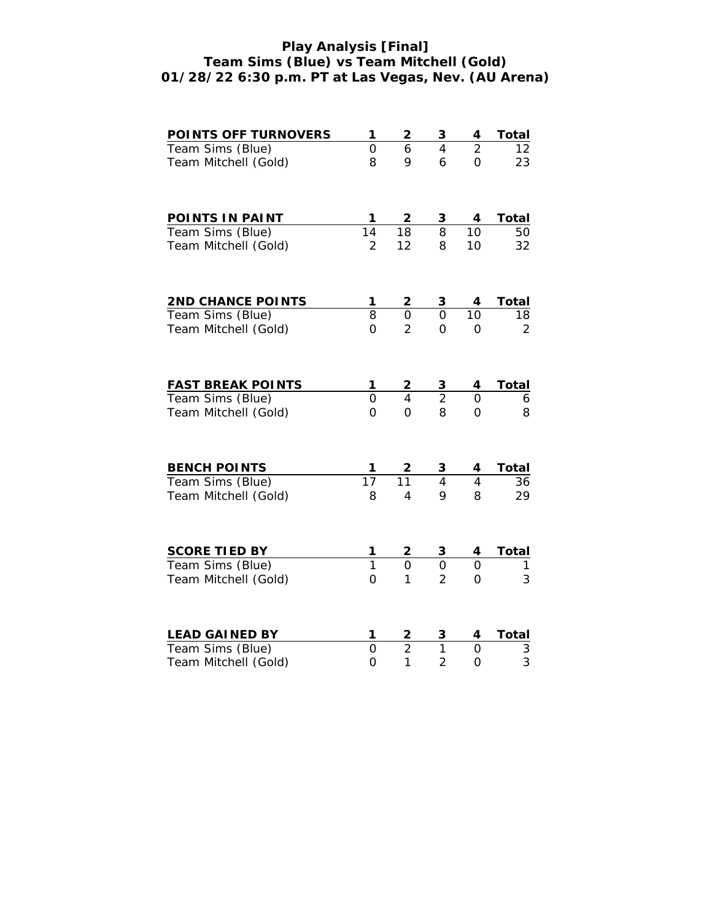**Play Analysis [Final]**
**Team Sims (Blue) vs Team Mitchell (Gold)**
**01/28/22 6:30 p.m. PT at Las Vegas, Nev. (AU Arena)**

| POINTS OFF TURNOVERS | 1 | 2 | 3 | 4 | Total |
|---|---|---|---|---|---|
| Team Sims (Blue) | 0 | 6 | 4 | 2 | 12 |
| Team Mitchell (Gold) | 8 | 9 | 6 | 0 | 23 |

| POINTS IN PAINT | 1 | 2 | 3 | 4 | Total |
|---|---|---|---|---|---|
| Team Sims (Blue) | 14 | 18 | 8 | 10 | 50 |
| Team Mitchell (Gold) | 2 | 12 | 8 | 10 | 32 |

| 2ND CHANCE POINTS | 1 | 2 | 3 | 4 | Total |
|---|---|---|---|---|---|
| Team Sims (Blue) | 8 | 0 | 0 | 10 | 18 |
| Team Mitchell (Gold) | 0 | 2 | 0 | 0 | 2 |

| FAST BREAK POINTS | 1 | 2 | 3 | 4 | Total |
|---|---|---|---|---|---|
| Team Sims (Blue) | 0 | 4 | 2 | 0 | 6 |
| Team Mitchell (Gold) | 0 | 0 | 8 | 0 | 8 |

| BENCH POINTS | 1 | 2 | 3 | 4 | Total |
|---|---|---|---|---|---|
| Team Sims (Blue) | 17 | 11 | 4 | 4 | 36 |
| Team Mitchell (Gold) | 8 | 4 | 9 | 8 | 29 |

| SCORE TIED BY | 1 | 2 | 3 | 4 | Total |
|---|---|---|---|---|---|
| Team Sims (Blue) | 1 | 0 | 0 | 0 | 1 |
| Team Mitchell (Gold) | 0 | 1 | 2 | 0 | 3 |

| LEAD GAINED BY | 1 | 2 | 3 | 4 | Total |
|---|---|---|---|---|---|
| Team Sims (Blue) | 0 | 2 | 1 | 0 | 3 |
| Team Mitchell (Gold) | 0 | 1 | 2 | 0 | 3 |